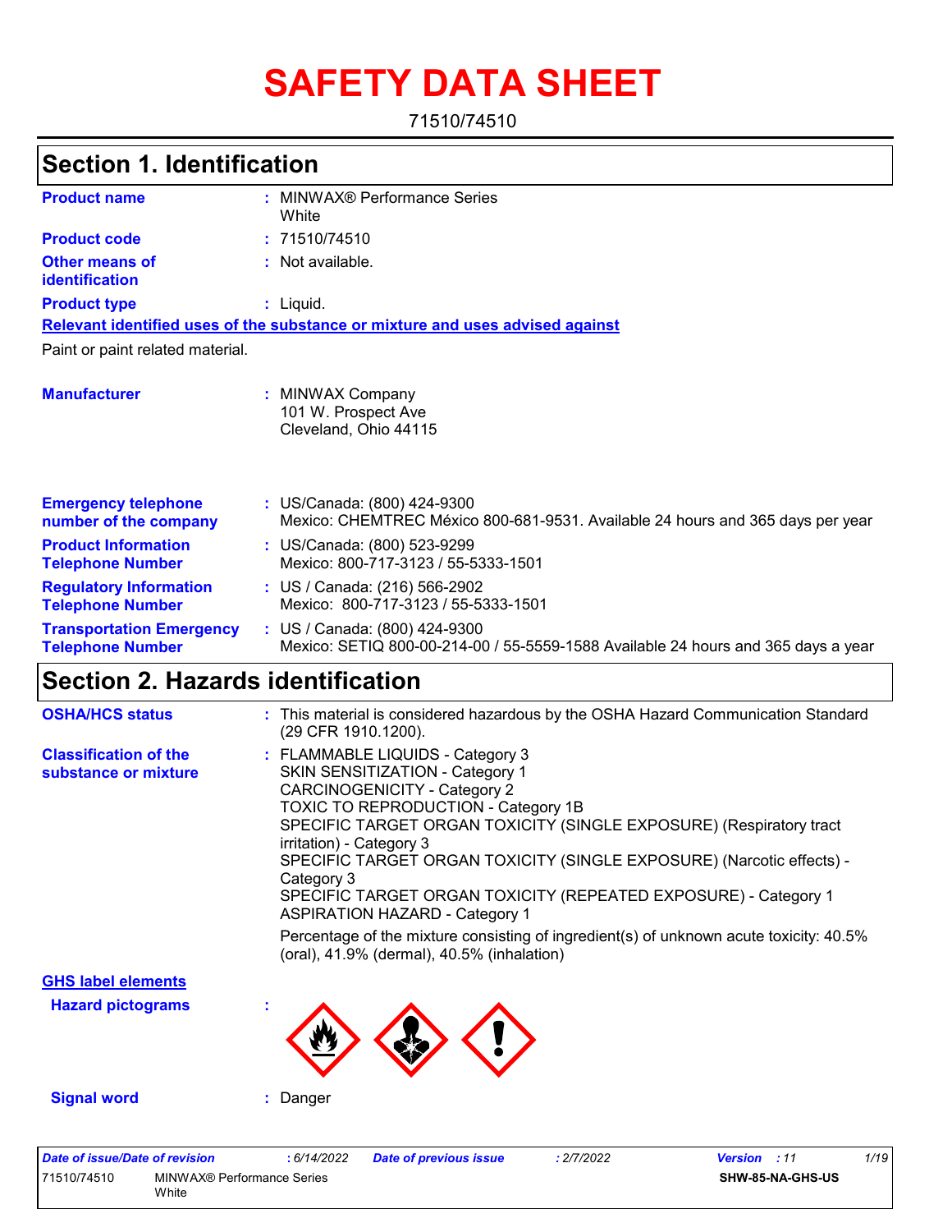# SAFETY DATA SHEET

71510/74510

## Section 1. Identification

| | | |
|---|---|---|
| **Product name** | : | MINWAX® Performance Series White |
| **Product code** | : | 71510/74510 |
| **Other means of identification** | : | Not available. |
| **Product type** | : | Liquid. |

**Relevant identified uses of the substance or mixture and uses advised against**

Paint or paint related material.

| | | |
|---|---|---|
| **Manufacturer** | : | MINWAX Company<br>101 W. Prospect Ave<br>Cleveland, Ohio 44115 |
| **Emergency telephone number of the company** | : | US/Canada: (800) 424-9300<br>Mexico: CHEMTREC México 800-681-9531. Available 24 hours and 365 days per year |
| **Product Information Telephone Number** | : | US/Canada: (800) 523-9299<br>Mexico: 800-717-3123 / 55-5333-1501 |
| **Regulatory Information Telephone Number** | : | US / Canada: (216) 566-2902<br>Mexico: 800-717-3123 / 55-5333-1501 |
| **Transportation Emergency Telephone Number** | : | US / Canada: (800) 424-9300<br>Mexico: SETIQ 800-00-214-00 / 55-5559-1588 Available 24 hours and 365 days a year |

## Section 2. Hazards identification

**OSHA/HCS status** : This material is considered hazardous by the OSHA Hazard Communication Standard (29 CFR 1910.1200).

**Classification of the substance or mixture** :
FLAMMABLE LIQUIDS - Category 3
SKIN SENSITIZATION - Category 1
CARCINOGENICITY - Category 2
TOXIC TO REPRODUCTION - Category 1B
SPECIFIC TARGET ORGAN TOXICITY (SINGLE EXPOSURE) (Respiratory tract irritation) - Category 3
SPECIFIC TARGET ORGAN TOXICITY (SINGLE EXPOSURE) (Narcotic effects) - Category 3
SPECIFIC TARGET ORGAN TOXICITY (REPEATED EXPOSURE) - Category 1
ASPIRATION HAZARD - Category 1

Percentage of the mixture consisting of ingredient(s) of unknown acute toxicity: 40.5% (oral), 41.9% (dermal), 40.5% (inhalation)

**GHS label elements**

**Hazard pictograms** :

**Signal word** : Danger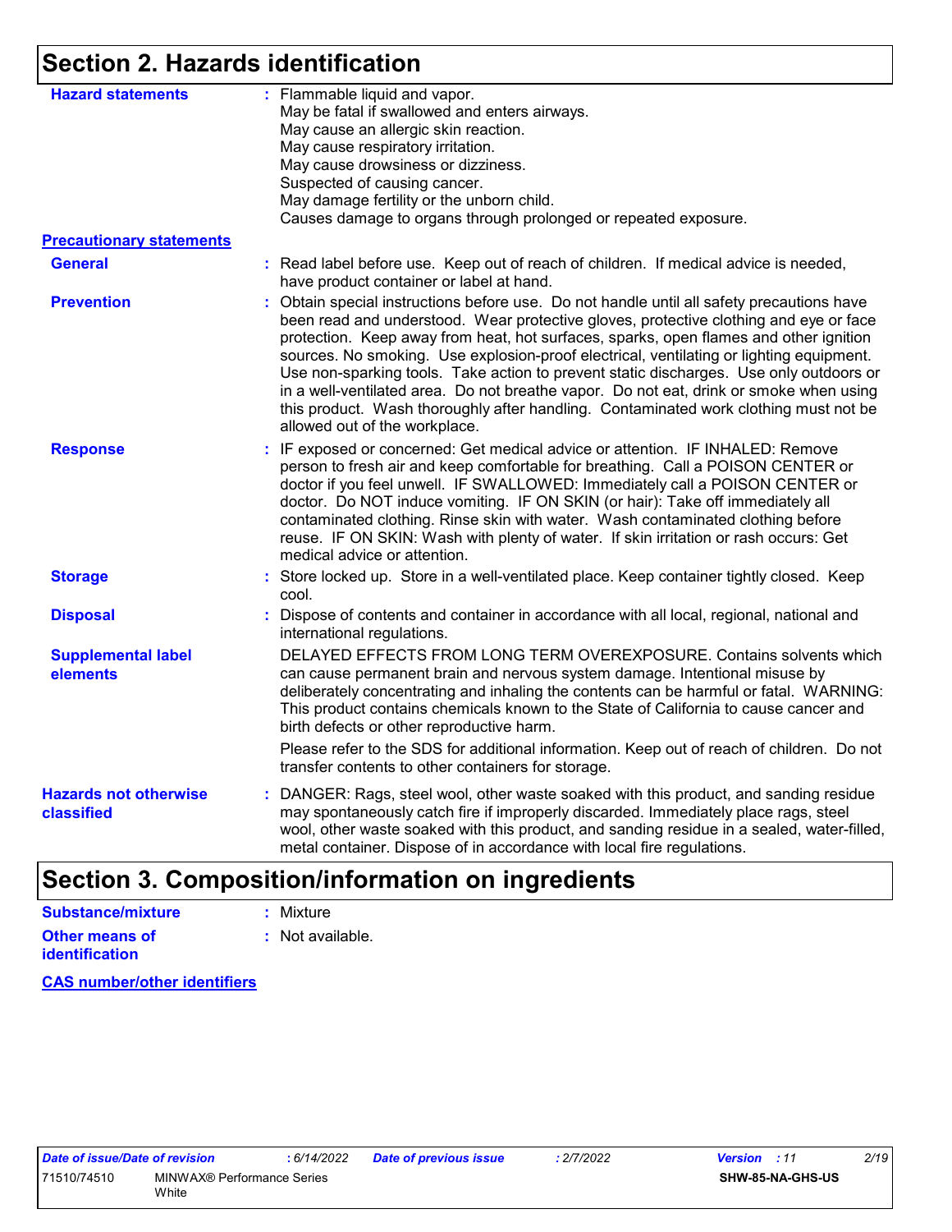## Section 2. Hazards identification

**Hazard statements** : Flammable liquid and vapor.
May be fatal if swallowed and enters airways.
May cause an allergic skin reaction.
May cause respiratory irritation.
May cause drowsiness or dizziness.
Suspected of causing cancer.
May damage fertility or the unborn child.
Causes damage to organs through prolonged or repeated exposure.

**Precautionary statements**

**General** : Read label before use. Keep out of reach of children. If medical advice is needed, have product container or label at hand.

**Prevention** : Obtain special instructions before use. Do not handle until all safety precautions have been read and understood. Wear protective gloves, protective clothing and eye or face protection. Keep away from heat, hot surfaces, sparks, open flames and other ignition sources. No smoking. Use explosion-proof electrical, ventilating or lighting equipment. Use non-sparking tools. Take action to prevent static discharges. Use only outdoors or in a well-ventilated area. Do not breathe vapor. Do not eat, drink or smoke when using this product. Wash thoroughly after handling. Contaminated work clothing must not be allowed out of the workplace.

**Response** : IF exposed or concerned: Get medical advice or attention. IF INHALED: Remove person to fresh air and keep comfortable for breathing. Call a POISON CENTER or doctor if you feel unwell. IF SWALLOWED: Immediately call a POISON CENTER or doctor. Do NOT induce vomiting. IF ON SKIN (or hair): Take off immediately all contaminated clothing. Rinse skin with water. Wash contaminated clothing before reuse. IF ON SKIN: Wash with plenty of water. If skin irritation or rash occurs: Get medical advice or attention.

**Storage** : Store locked up. Store in a well-ventilated place. Keep container tightly closed. Keep cool.

**Disposal** : Dispose of contents and container in accordance with all local, regional, national and international regulations.

**Supplemental label elements**
DELAYED EFFECTS FROM LONG TERM OVEREXPOSURE. Contains solvents which can cause permanent brain and nervous system damage. Intentional misuse by deliberately concentrating and inhaling the contents can be harmful or fatal. WARNING: This product contains chemicals known to the State of California to cause cancer and birth defects or other reproductive harm.

Please refer to the SDS for additional information. Keep out of reach of children. Do not transfer contents to other containers for storage.

**Hazards not otherwise classified** : DANGER: Rags, steel wool, other waste soaked with this product, and sanding residue may spontaneously catch fire if improperly discarded. Immediately place rags, steel wool, other waste soaked with this product, and sanding residue in a sealed, water-filled, metal container. Dispose of in accordance with local fire regulations.

## Section 3. Composition/information on ingredients

**Substance/mixture** : Mixture

**Other means of identification** : Not available.

**CAS number/other identifiers**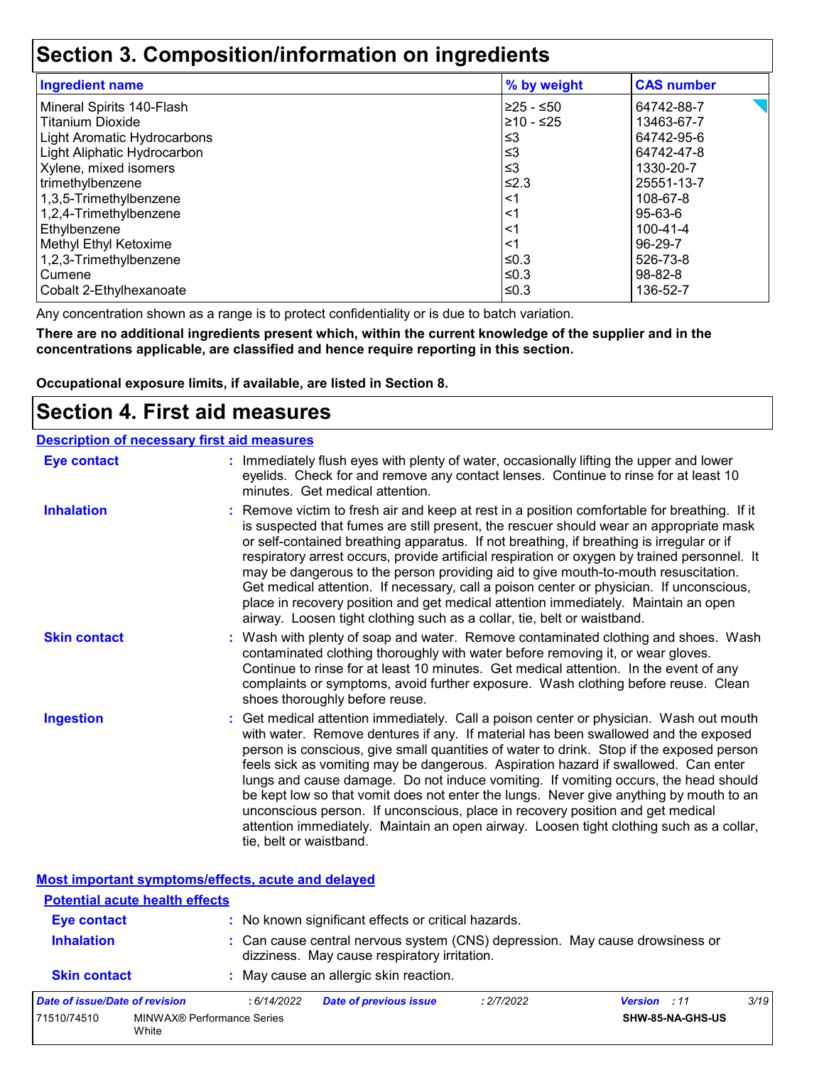# Section 3. Composition/information on ingredients

| Ingredient name | % by weight | CAS number |
|---|---|---|
| Mineral Spirits 140-Flash | ≥25 - ≤50 | 64742-88-7 |
| Titanium Dioxide | ≥10 - ≤25 | 13463-67-7 |
| Light Aromatic Hydrocarbons | ≤3 | 64742-95-6 |
| Light Aliphatic Hydrocarbon | ≤3 | 64742-47-8 |
| Xylene, mixed isomers | ≤3 | 1330-20-7 |
| trimethylbenzene | ≤2.3 | 25551-13-7 |
| 1,3,5-Trimethylbenzene | <1 | 108-67-8 |
| 1,2,4-Trimethylbenzene | <1 | 95-63-6 |
| Ethylbenzene | <1 | 100-41-4 |
| Methyl Ethyl Ketoxime | <1 | 96-29-7 |
| 1,2,3-Trimethylbenzene | ≤0.3 | 526-73-8 |
| Cumene | ≤0.3 | 98-82-8 |
| Cobalt 2-Ethylhexanoate | ≤0.3 | 136-52-7 |

Any concentration shown as a range is to protect confidentiality or is due to batch variation.

**There are no additional ingredients present which, within the current knowledge of the supplier and in the concentrations applicable, are classified and hence require reporting in this section.**

**Occupational exposure limits, if available, are listed in Section 8.**

# Section 4. First aid measures

## Description of necessary first aid measures

**Eye contact** : Immediately flush eyes with plenty of water, occasionally lifting the upper and lower eyelids. Check for and remove any contact lenses. Continue to rinse for at least 10 minutes. Get medical attention.

**Inhalation** : Remove victim to fresh air and keep at rest in a position comfortable for breathing. If it is suspected that fumes are still present, the rescuer should wear an appropriate mask or self-contained breathing apparatus. If not breathing, if breathing is irregular or if respiratory arrest occurs, provide artificial respiration or oxygen by trained personnel. It may be dangerous to the person providing aid to give mouth-to-mouth resuscitation. Get medical attention. If necessary, call a poison center or physician. If unconscious, place in recovery position and get medical attention immediately. Maintain an open airway. Loosen tight clothing such as a collar, tie, belt or waistband.

**Skin contact** : Wash with plenty of soap and water. Remove contaminated clothing and shoes. Wash contaminated clothing thoroughly with water before removing it, or wear gloves. Continue to rinse for at least 10 minutes. Get medical attention. In the event of any complaints or symptoms, avoid further exposure. Wash clothing before reuse. Clean shoes thoroughly before reuse.

**Ingestion** : Get medical attention immediately. Call a poison center or physician. Wash out mouth with water. Remove dentures if any. If material has been swallowed and the exposed person is conscious, give small quantities of water to drink. Stop if the exposed person feels sick as vomiting may be dangerous. Aspiration hazard if swallowed. Can enter lungs and cause damage. Do not induce vomiting. If vomiting occurs, the head should be kept low so that vomit does not enter the lungs. Never give anything by mouth to an unconscious person. If unconscious, place in recovery position and get medical attention immediately. Maintain an open airway. Loosen tight clothing such as a collar, tie, belt or waistband.

## Most important symptoms/effects, acute and delayed

### Potential acute health effects

**Eye contact** : No known significant effects or critical hazards.

**Inhalation** : Can cause central nervous system (CNS) depression. May cause drowsiness or dizziness. May cause respiratory irritation.

**Skin contact** : May cause an allergic skin reaction.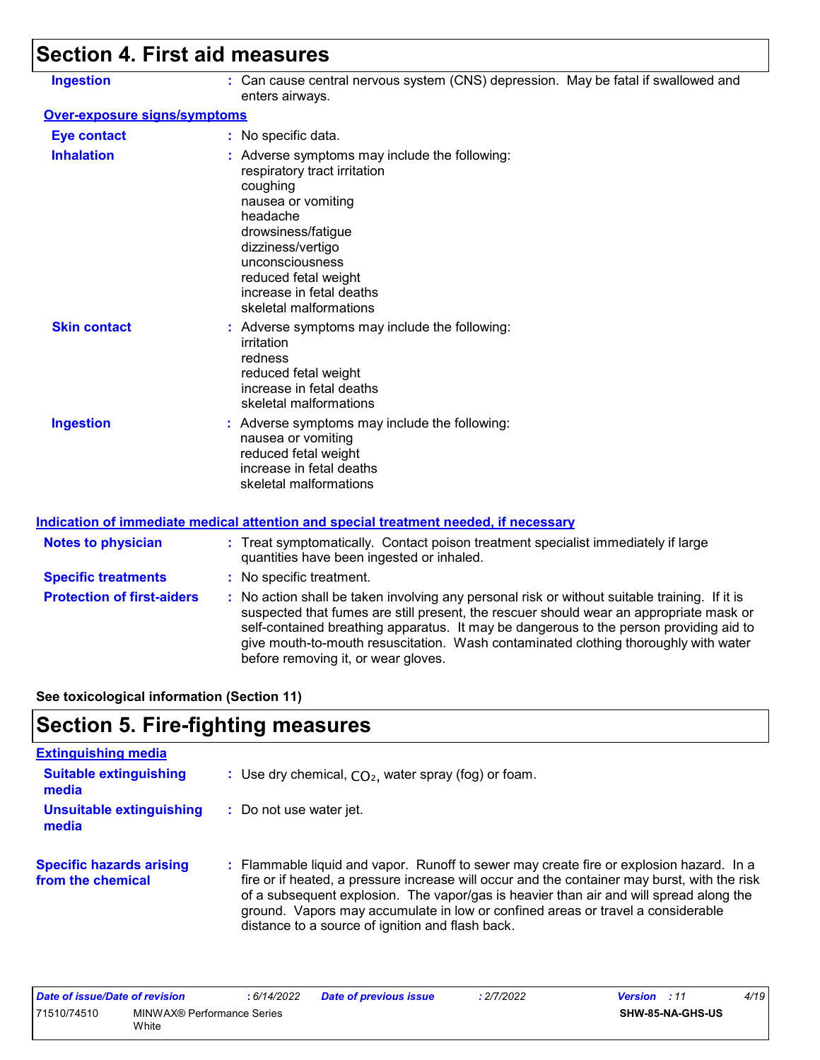## Section 4. First aid measures

**Ingestion** : Can cause central nervous system (CNS) depression. May be fatal if swallowed and enters airways.

**Over-exposure signs/symptoms**

**Eye contact** : No specific data.

**Inhalation** : Adverse symptoms may include the following:
respiratory tract irritation
coughing
nausea or vomiting
headache
drowsiness/fatigue
dizziness/vertigo
unconsciousness
reduced fetal weight
increase in fetal deaths
skeletal malformations

**Skin contact** : Adverse symptoms may include the following:
irritation
redness
reduced fetal weight
increase in fetal deaths
skeletal malformations

**Ingestion** : Adverse symptoms may include the following:
nausea or vomiting
reduced fetal weight
increase in fetal deaths
skeletal malformations

**Indication of immediate medical attention and special treatment needed, if necessary**

**Notes to physician** : Treat symptomatically. Contact poison treatment specialist immediately if large quantities have been ingested or inhaled.

**Specific treatments** : No specific treatment.

**Protection of first-aiders** : No action shall be taken involving any personal risk or without suitable training. If it is suspected that fumes are still present, the rescuer should wear an appropriate mask or self-contained breathing apparatus. It may be dangerous to the person providing aid to give mouth-to-mouth resuscitation. Wash contaminated clothing thoroughly with water before removing it, or wear gloves.

**See toxicological information (Section 11)**

## Section 5. Fire-fighting measures

**Extinguishing media**

**Suitable extinguishing media** : Use dry chemical, $CO_2$, water spray (fog) or foam.

**Unsuitable extinguishing media** : Do not use water jet.

**Specific hazards arising from the chemical** : Flammable liquid and vapor. Runoff to sewer may create fire or explosion hazard. In a fire or if heated, a pressure increase will occur and the container may burst, with the risk of a subsequent explosion. The vapor/gas is heavier than air and will spread along the ground. Vapors may accumulate in low or confined areas or travel a considerable distance to a source of ignition and flash back.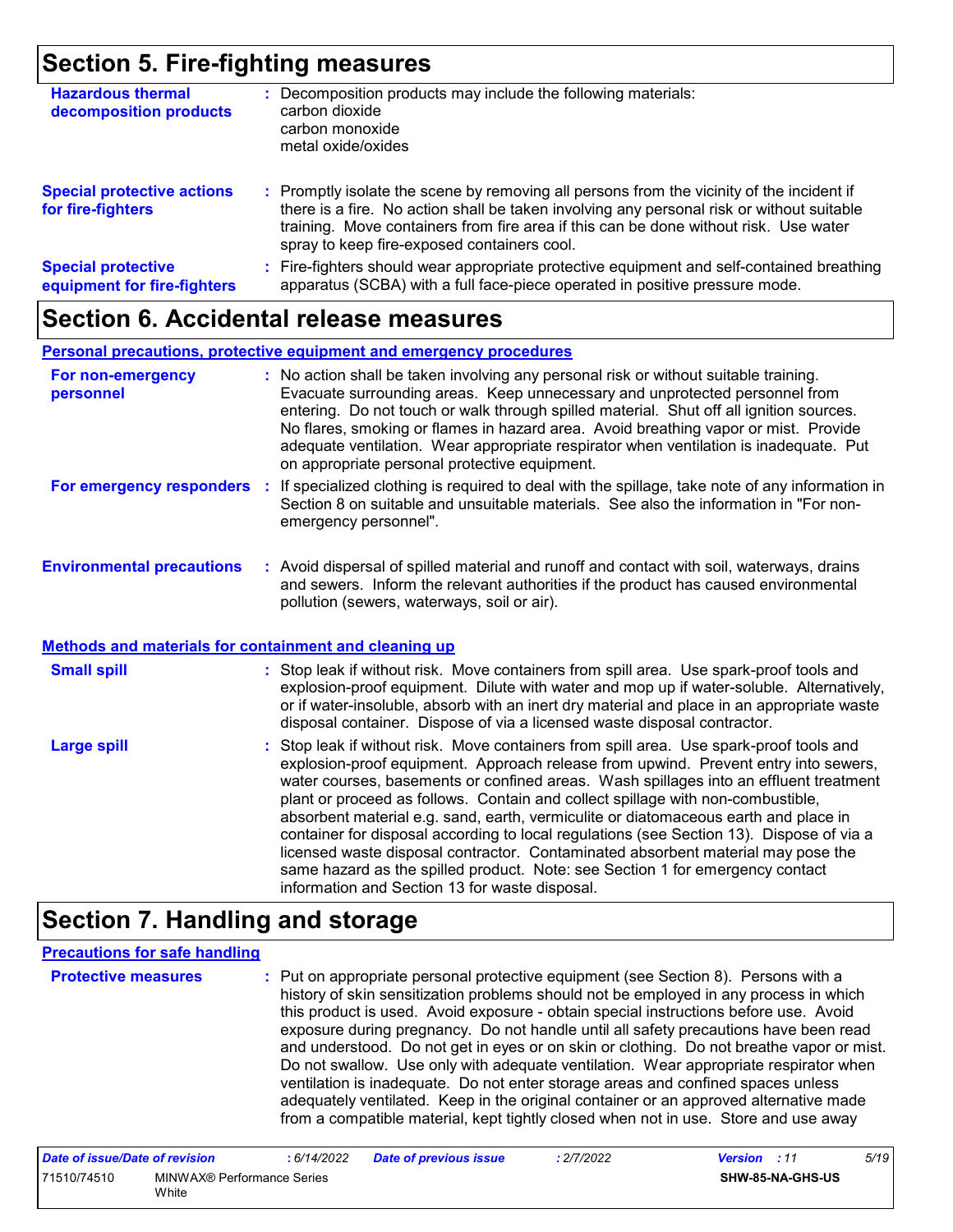## Section 5. Fire-fighting measures

**Hazardous thermal decomposition products** : Decomposition products may include the following materials:
carbon dioxide
carbon monoxide
metal oxide/oxides

**Special protective actions for fire-fighters** : Promptly isolate the scene by removing all persons from the vicinity of the incident if there is a fire. No action shall be taken involving any personal risk or without suitable training. Move containers from fire area if this can be done without risk. Use water spray to keep fire-exposed containers cool.

**Special protective equipment for fire-fighters** : Fire-fighters should wear appropriate protective equipment and self-contained breathing apparatus (SCBA) with a full face-piece operated in positive pressure mode.

## Section 6. Accidental release measures

### Personal precautions, protective equipment and emergency procedures

**For non-emergency personnel** : No action shall be taken involving any personal risk or without suitable training. Evacuate surrounding areas. Keep unnecessary and unprotected personnel from entering. Do not touch or walk through spilled material. Shut off all ignition sources. No flares, smoking or flames in hazard area. Avoid breathing vapor or mist. Provide adequate ventilation. Wear appropriate respirator when ventilation is inadequate. Put on appropriate personal protective equipment.

**For emergency responders** : If specialized clothing is required to deal with the spillage, take note of any information in Section 8 on suitable and unsuitable materials. See also the information in "For non-emergency personnel".

**Environmental precautions** : Avoid dispersal of spilled material and runoff and contact with soil, waterways, drains and sewers. Inform the relevant authorities if the product has caused environmental pollution (sewers, waterways, soil or air).

### Methods and materials for containment and cleaning up

**Small spill** : Stop leak if without risk. Move containers from spill area. Use spark-proof tools and explosion-proof equipment. Dilute with water and mop up if water-soluble. Alternatively, or if water-insoluble, absorb with an inert dry material and place in an appropriate waste disposal container. Dispose of via a licensed waste disposal contractor.

**Large spill** : Stop leak if without risk. Move containers from spill area. Use spark-proof tools and explosion-proof equipment. Approach release from upwind. Prevent entry into sewers, water courses, basements or confined areas. Wash spillages into an effluent treatment plant or proceed as follows. Contain and collect spillage with non-combustible, absorbent material e.g. sand, earth, vermiculite or diatomaceous earth and place in container for disposal according to local regulations (see Section 13). Dispose of via a licensed waste disposal contractor. Contaminated absorbent material may pose the same hazard as the spilled product. Note: see Section 1 for emergency contact information and Section 13 for waste disposal.

## Section 7. Handling and storage

### Precautions for safe handling

**Protective measures** : Put on appropriate personal protective equipment (see Section 8). Persons with a history of skin sensitization problems should not be employed in any process in which this product is used. Avoid exposure - obtain special instructions before use. Avoid exposure during pregnancy. Do not handle until all safety precautions have been read and understood. Do not get in eyes or on skin or clothing. Do not breathe vapor or mist. Do not swallow. Use only with adequate ventilation. Wear appropriate respirator when ventilation is inadequate. Do not enter storage areas and confined spaces unless adequately ventilated. Keep in the original container or an approved alternative made from a compatible material, kept tightly closed when not in use. Store and use away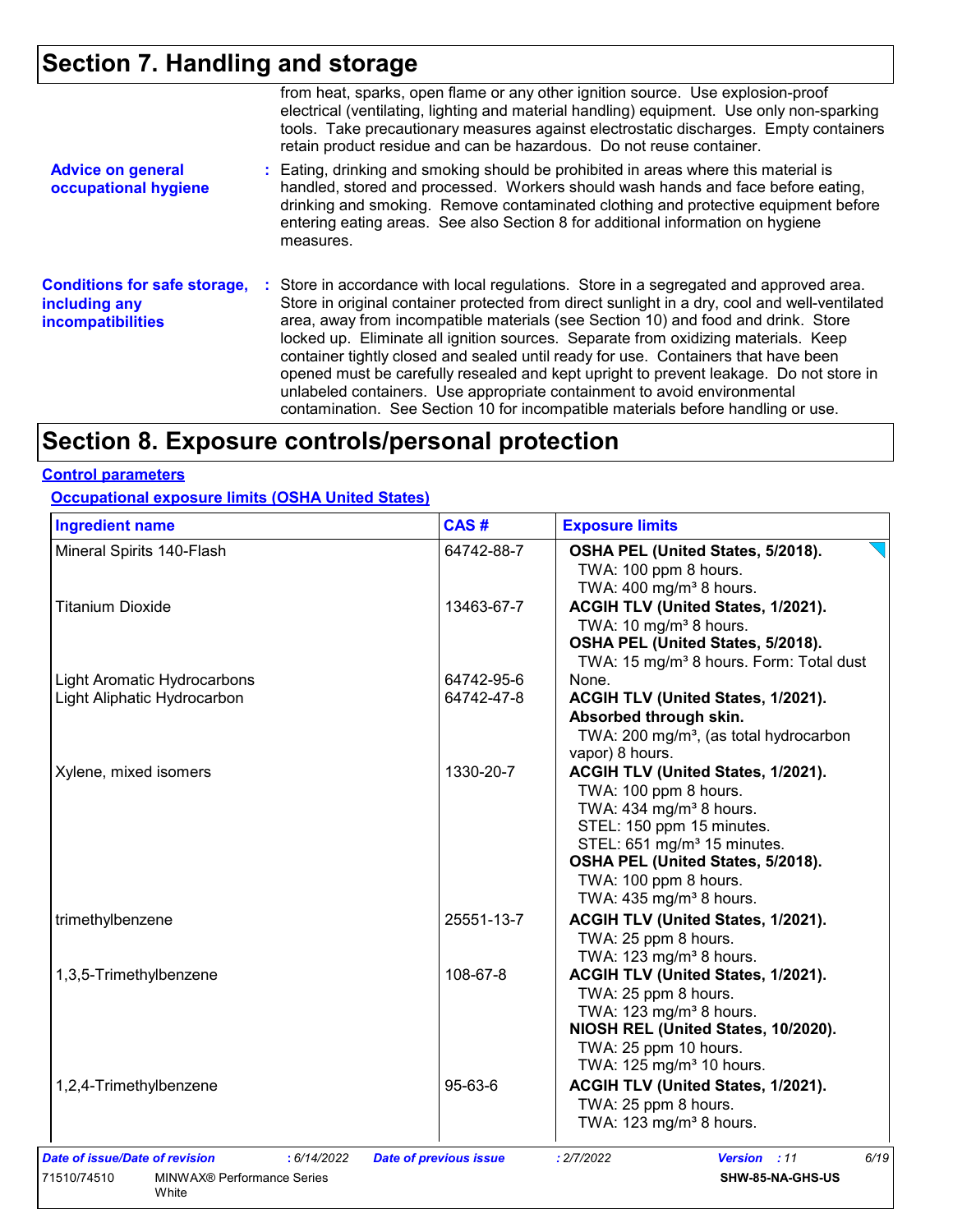# Section 7. Handling and storage

from heat, sparks, open flame or any other ignition source. Use explosion-proof electrical (ventilating, lighting and material handling) equipment. Use only non-sparking tools. Take precautionary measures against electrostatic discharges. Empty containers retain product residue and can be hazardous. Do not reuse container.

**Advice on general occupational hygiene** : Eating, drinking and smoking should be prohibited in areas where this material is handled, stored and processed. Workers should wash hands and face before eating, drinking and smoking. Remove contaminated clothing and protective equipment before entering eating areas. See also Section 8 for additional information on hygiene measures.

**Conditions for safe storage, including any incompatibilities** : Store in accordance with local regulations. Store in a segregated and approved area. Store in original container protected from direct sunlight in a dry, cool and well-ventilated area, away from incompatible materials (see Section 10) and food and drink. Store locked up. Eliminate all ignition sources. Separate from oxidizing materials. Keep container tightly closed and sealed until ready for use. Containers that have been opened must be carefully resealed and kept upright to prevent leakage. Do not store in unlabeled containers. Use appropriate containment to avoid environmental contamination. See Section 10 for incompatible materials before handling or use.

# Section 8. Exposure controls/personal protection

## Control parameters

### Occupational exposure limits (OSHA United States)

| Ingredient name | CAS # | Exposure limits |
|---|---|---|
| Mineral Spirits 140-Flash | 64742-88-7 | **OSHA PEL (United States, 5/2018).**<br>TWA: 100 ppm 8 hours.<br>TWA: 400 mg/m³ 8 hours. |
| Titanium Dioxide | 13463-67-7 | **ACGIH TLV (United States, 1/2021).**<br>TWA: 10 mg/m³ 8 hours.<br>**OSHA PEL (United States, 5/2018).**<br>TWA: 15 mg/m³ 8 hours. Form: Total dust |
| Light Aromatic Hydrocarbons | 64742-95-6 | None. |
| Light Aliphatic Hydrocarbon | 64742-47-8 | **ACGIH TLV (United States, 1/2021).**<br>**Absorbed through skin.**<br>TWA: 200 mg/m³, (as total hydrocarbon vapor) 8 hours. |
| Xylene, mixed isomers | 1330-20-7 | **ACGIH TLV (United States, 1/2021).**<br>TWA: 100 ppm 8 hours.<br>TWA: 434 mg/m³ 8 hours.<br>STEL: 150 ppm 15 minutes.<br>STEL: 651 mg/m³ 15 minutes.<br>**OSHA PEL (United States, 5/2018).**<br>TWA: 100 ppm 8 hours.<br>TWA: 435 mg/m³ 8 hours. |
| trimethylbenzene | 25551-13-7 | **ACGIH TLV (United States, 1/2021).**<br>TWA: 25 ppm 8 hours.<br>TWA: 123 mg/m³ 8 hours. |
| 1,3,5-Trimethylbenzene | 108-67-8 | **ACGIH TLV (United States, 1/2021).**<br>TWA: 25 ppm 8 hours.<br>TWA: 123 mg/m³ 8 hours.<br>**NIOSH REL (United States, 10/2020).**<br>TWA: 25 ppm 10 hours.<br>TWA: 125 mg/m³ 10 hours. |
| 1,2,4-Trimethylbenzene | 95-63-6 | **ACGIH TLV (United States, 1/2021).**<br>TWA: 25 ppm 8 hours.<br>TWA: 123 mg/m³ 8 hours. |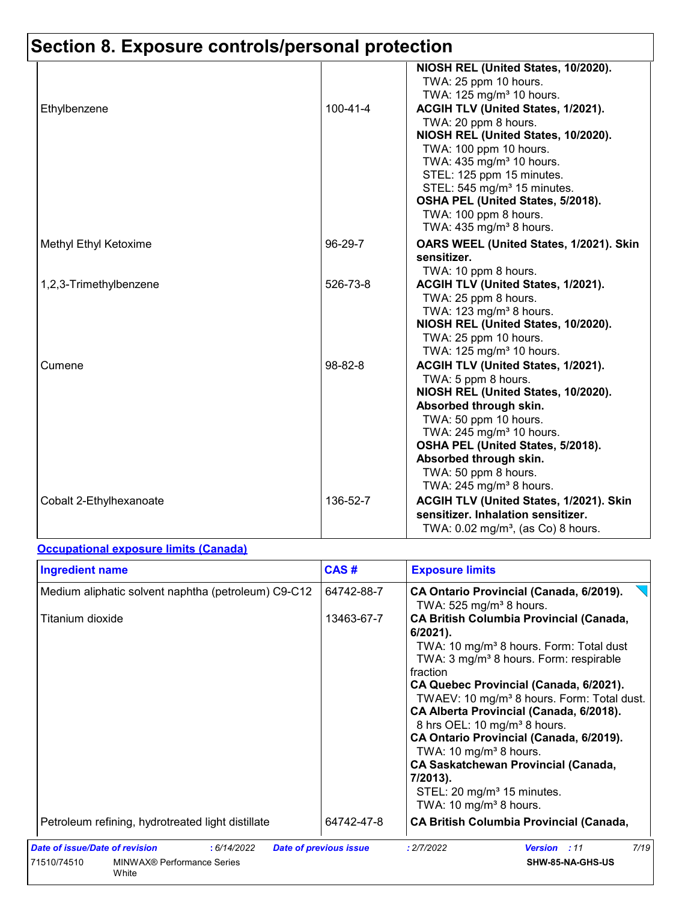# Section 8. Exposure controls/personal protection

| Ingredient name | CAS # | Exposure limits |
|---|---|---|
| | | **NIOSH REL (United States, 10/2020).**<br>TWA: 25 ppm 10 hours.<br>TWA: 125 mg/m³ 10 hours. |
| Ethylbenzene | 100-41-4 | **ACGIH TLV (United States, 1/2021).**<br>TWA: 20 ppm 8 hours.<br>**NIOSH REL (United States, 10/2020).**<br>TWA: 100 ppm 10 hours.<br>TWA: 435 mg/m³ 10 hours.<br>STEL: 125 ppm 15 minutes.<br>STEL: 545 mg/m³ 15 minutes.<br>**OSHA PEL (United States, 5/2018).**<br>TWA: 100 ppm 8 hours.<br>TWA: 435 mg/m³ 8 hours. |
| Methyl Ethyl Ketoxime | 96-29-7 | **OARS WEEL (United States, 1/2021). Skin sensitizer.**<br>TWA: 10 ppm 8 hours. |
| 1,2,3-Trimethylbenzene | 526-73-8 | **ACGIH TLV (United States, 1/2021).**<br>TWA: 25 ppm 8 hours.<br>TWA: 123 mg/m³ 8 hours.<br>**NIOSH REL (United States, 10/2020).**<br>TWA: 25 ppm 10 hours.<br>TWA: 125 mg/m³ 10 hours. |
| Cumene | 98-82-8 | **ACGIH TLV (United States, 1/2021).**<br>TWA: 5 ppm 8 hours.<br>**NIOSH REL (United States, 10/2020). Absorbed through skin.**<br>TWA: 50 ppm 10 hours.<br>TWA: 245 mg/m³ 10 hours.<br>**OSHA PEL (United States, 5/2018). Absorbed through skin.**<br>TWA: 50 ppm 8 hours.<br>TWA: 245 mg/m³ 8 hours. |
| Cobalt 2-Ethylhexanoate | 136-52-7 | **ACGIH TLV (United States, 1/2021). Skin sensitizer. Inhalation sensitizer.**<br>TWA: 0.02 mg/m³, (as Co) 8 hours. |

**Occupational exposure limits (Canada)**

| Ingredient name | CAS # | Exposure limits |
|---|---|---|
| Medium aliphatic solvent naphtha (petroleum) C9-C12 | 64742-88-7 | **CA Ontario Provincial (Canada, 6/2019).**<br>TWA: 525 mg/m³ 8 hours. |
| Titanium dioxide | 13463-67-7 | **CA British Columbia Provincial (Canada, 6/2021).**<br>TWA: 10 mg/m³ 8 hours. Form: Total dust<br>TWA: 3 mg/m³ 8 hours. Form: respirable fraction<br>**CA Quebec Provincial (Canada, 6/2021).**<br>TWAEV: 10 mg/m³ 8 hours. Form: Total dust.<br>**CA Alberta Provincial (Canada, 6/2018).**<br>8 hrs OEL: 10 mg/m³ 8 hours.<br>**CA Ontario Provincial (Canada, 6/2019).**<br>TWA: 10 mg/m³ 8 hours.<br>**CA Saskatchewan Provincial (Canada, 7/2013).**<br>STEL: 20 mg/m³ 15 minutes.<br>TWA: 10 mg/m³ 8 hours. |
| Petroleum refining, hydrotreated light distillate | 64742-47-8 | **CA British Columbia Provincial (Canada,** |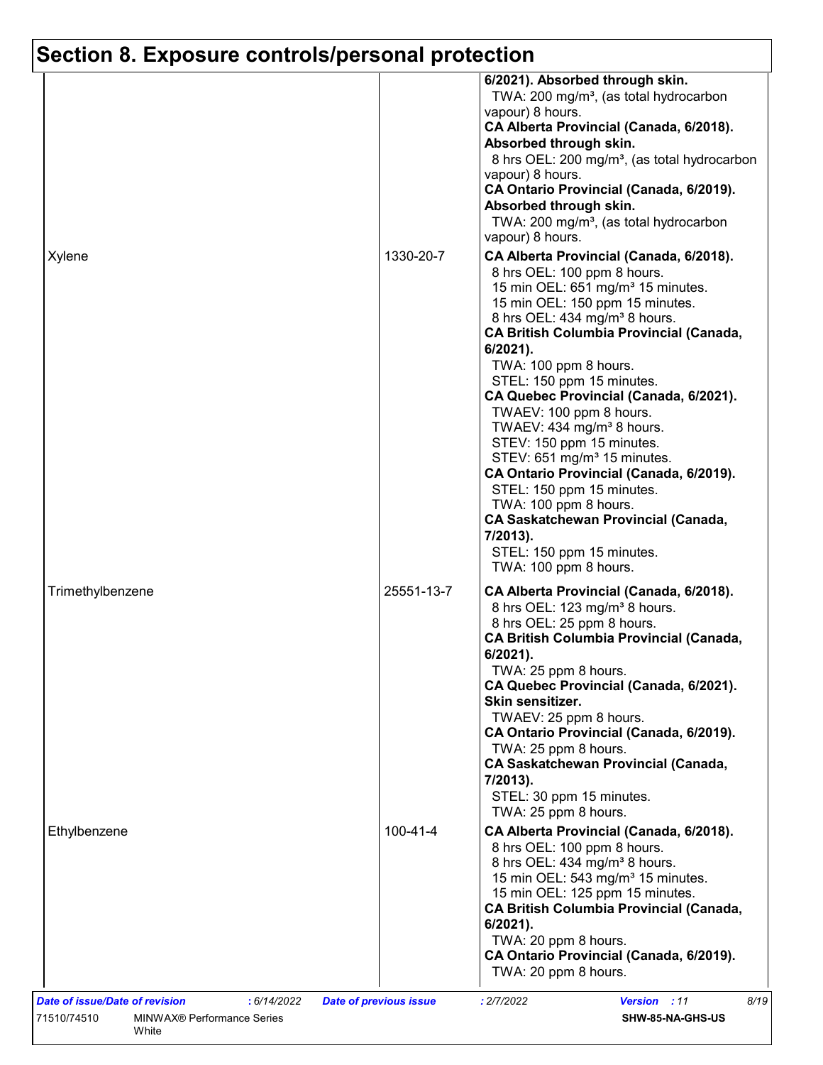# Section 8. Exposure controls/personal protection

| | | |
|---|---|---|
| | | **6/2021). Absorbed through skin.**<br>TWA: 200 mg/m³, (as total hydrocarbon vapour) 8 hours.<br>**CA Alberta Provincial (Canada, 6/2018). Absorbed through skin.**<br>8 hrs OEL: 200 mg/m³, (as total hydrocarbon vapour) 8 hours.<br>**CA Ontario Provincial (Canada, 6/2019). Absorbed through skin.**<br>TWA: 200 mg/m³, (as total hydrocarbon vapour) 8 hours. |
| Xylene | 1330-20-7 | **CA Alberta Provincial (Canada, 6/2018).**<br>8 hrs OEL: 100 ppm 8 hours.<br>15 min OEL: 651 mg/m³ 15 minutes.<br>15 min OEL: 150 ppm 15 minutes.<br>8 hrs OEL: 434 mg/m³ 8 hours.<br>**CA British Columbia Provincial (Canada, 6/2021).**<br>TWA: 100 ppm 8 hours.<br>STEL: 150 ppm 15 minutes.<br>**CA Quebec Provincial (Canada, 6/2021).**<br>TWAEV: 100 ppm 8 hours.<br>TWAEV: 434 mg/m³ 8 hours.<br>STEV: 150 ppm 15 minutes.<br>STEV: 651 mg/m³ 15 minutes.<br>**CA Ontario Provincial (Canada, 6/2019).**<br>STEL: 150 ppm 15 minutes.<br>TWA: 100 ppm 8 hours.<br>**CA Saskatchewan Provincial (Canada, 7/2013).**<br>STEL: 150 ppm 15 minutes.<br>TWA: 100 ppm 8 hours. |
| Trimethylbenzene | 25551-13-7 | **CA Alberta Provincial (Canada, 6/2018).**<br>8 hrs OEL: 123 mg/m³ 8 hours.<br>8 hrs OEL: 25 ppm 8 hours.<br>**CA British Columbia Provincial (Canada, 6/2021).**<br>TWA: 25 ppm 8 hours.<br>**CA Quebec Provincial (Canada, 6/2021). Skin sensitizer.**<br>TWAEV: 25 ppm 8 hours.<br>**CA Ontario Provincial (Canada, 6/2019).**<br>TWA: 25 ppm 8 hours.<br>**CA Saskatchewan Provincial (Canada, 7/2013).**<br>STEL: 30 ppm 15 minutes.<br>TWA: 25 ppm 8 hours. |
| Ethylbenzene | 100-41-4 | **CA Alberta Provincial (Canada, 6/2018).**<br>8 hrs OEL: 100 ppm 8 hours.<br>8 hrs OEL: 434 mg/m³ 8 hours.<br>15 min OEL: 543 mg/m³ 15 minutes.<br>15 min OEL: 125 ppm 15 minutes.<br>**CA British Columbia Provincial (Canada, 6/2021).**<br>TWA: 20 ppm 8 hours.<br>**CA Ontario Provincial (Canada, 6/2019).**<br>TWA: 20 ppm 8 hours. |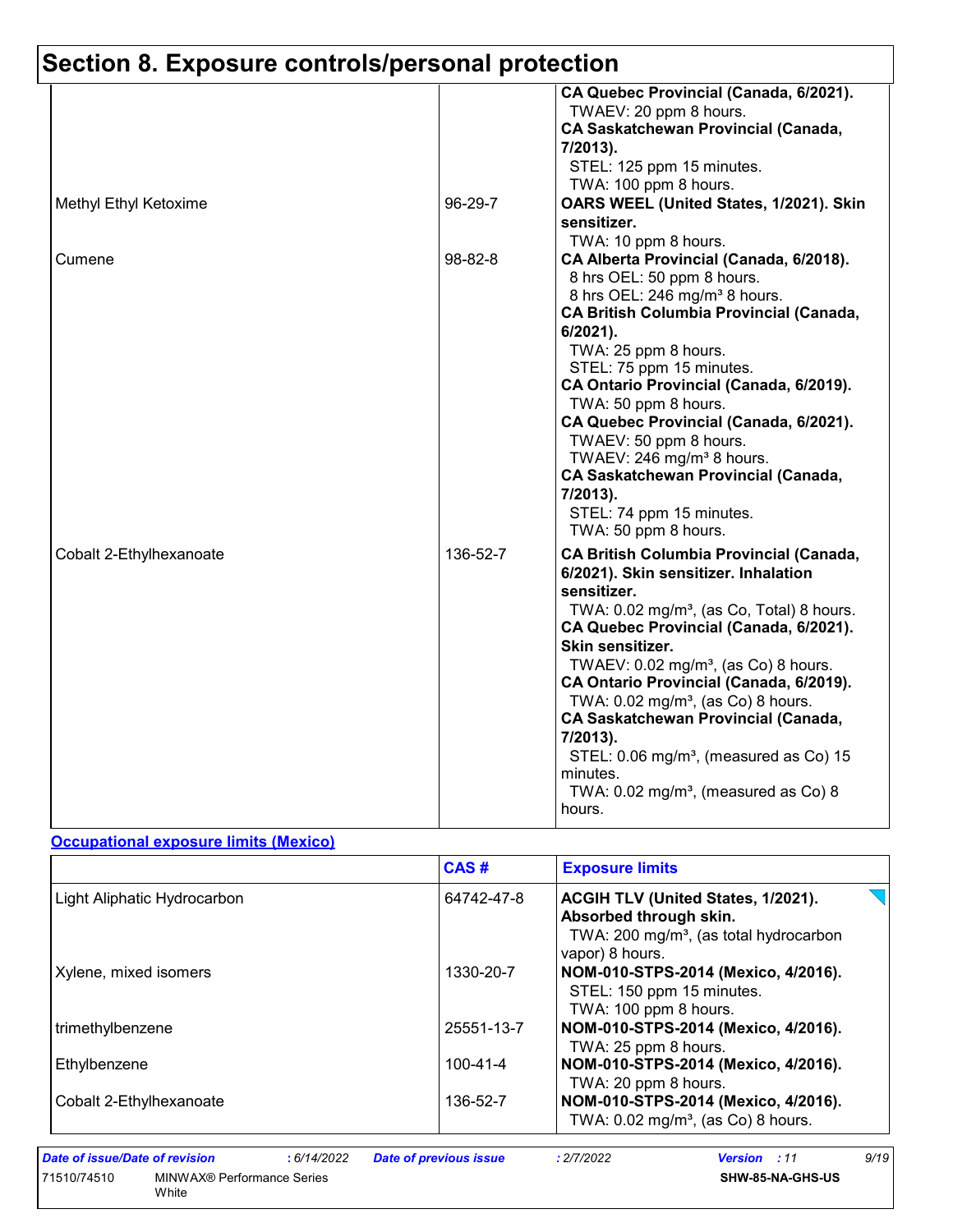# Section 8. Exposure controls/personal protection

| | | |
|---|---|---|
| | | **CA Quebec Provincial (Canada, 6/2021).**<br>TWAEV: 20 ppm 8 hours.<br>**CA Saskatchewan Provincial (Canada, 7/2013).**<br>STEL: 125 ppm 15 minutes.<br>TWA: 100 ppm 8 hours. |
| Methyl Ethyl Ketoxime | 96-29-7 | **OARS WEEL (United States, 1/2021). Skin sensitizer.**<br>TWA: 10 ppm 8 hours. |
| Cumene | 98-82-8 | **CA Alberta Provincial (Canada, 6/2018).**<br>8 hrs OEL: 50 ppm 8 hours.<br>8 hrs OEL: 246 mg/m³ 8 hours.<br>**CA British Columbia Provincial (Canada, 6/2021).**<br>TWA: 25 ppm 8 hours.<br>STEL: 75 ppm 15 minutes.<br>**CA Ontario Provincial (Canada, 6/2019).**<br>TWA: 50 ppm 8 hours.<br>**CA Quebec Provincial (Canada, 6/2021).**<br>TWAEV: 50 ppm 8 hours.<br>TWAEV: 246 mg/m³ 8 hours.<br>**CA Saskatchewan Provincial (Canada, 7/2013).**<br>STEL: 74 ppm 15 minutes.<br>TWA: 50 ppm 8 hours. |
| Cobalt 2-Ethylhexanoate | 136-52-7 | **CA British Columbia Provincial (Canada, 6/2021). Skin sensitizer. Inhalation sensitizer.**<br>TWA: 0.02 mg/m³, (as Co, Total) 8 hours.<br>**CA Quebec Provincial (Canada, 6/2021). Skin sensitizer.**<br>TWAEV: 0.02 mg/m³, (as Co) 8 hours.<br>**CA Ontario Provincial (Canada, 6/2019).**<br>TWA: 0.02 mg/m³, (as Co) 8 hours.<br>**CA Saskatchewan Provincial (Canada, 7/2013).**<br>STEL: 0.06 mg/m³, (measured as Co) 15 minutes.<br>TWA: 0.02 mg/m³, (measured as Co) 8 hours. |

**Occupational exposure limits (Mexico)**

| | CAS # | Exposure limits |
|---|---|---|
| Light Aliphatic Hydrocarbon | 64742-47-8 | **ACGIH TLV (United States, 1/2021). Absorbed through skin.**<br>TWA: 200 mg/m³, (as total hydrocarbon vapor) 8 hours. |
| Xylene, mixed isomers | 1330-20-7 | **NOM-010-STPS-2014 (Mexico, 4/2016).**<br>STEL: 150 ppm 15 minutes.<br>TWA: 100 ppm 8 hours. |
| trimethylbenzene | 25551-13-7 | **NOM-010-STPS-2014 (Mexico, 4/2016).**<br>TWA: 25 ppm 8 hours. |
| Ethylbenzene | 100-41-4 | **NOM-010-STPS-2014 (Mexico, 4/2016).**<br>TWA: 20 ppm 8 hours. |
| Cobalt 2-Ethylhexanoate | 136-52-7 | **NOM-010-STPS-2014 (Mexico, 4/2016).**<br>TWA: 0.02 mg/m³, (as Co) 8 hours. |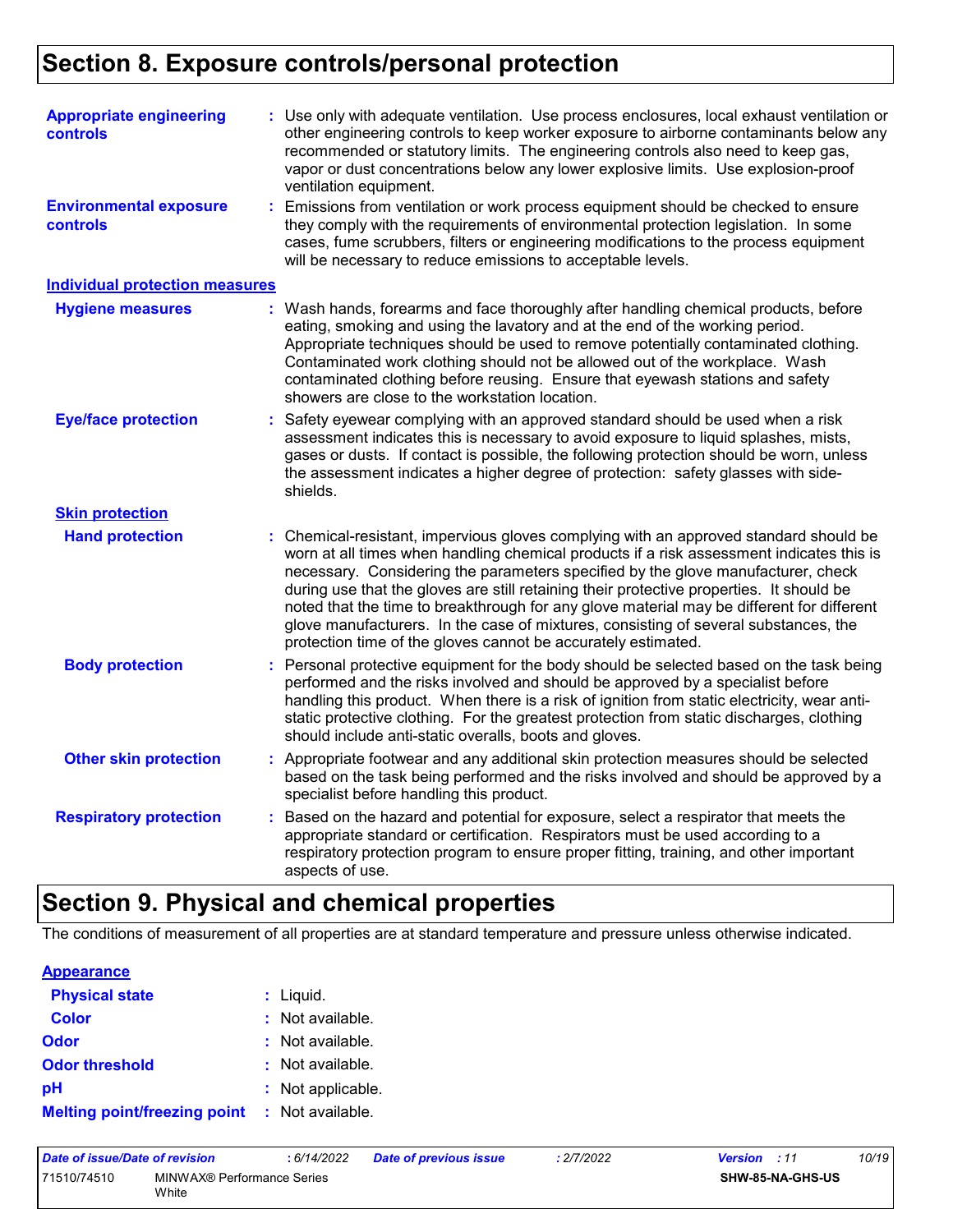## Section 8. Exposure controls/personal protection

**Appropriate engineering controls** : Use only with adequate ventilation. Use process enclosures, local exhaust ventilation or other engineering controls to keep worker exposure to airborne contaminants below any recommended or statutory limits. The engineering controls also need to keep gas, vapor or dust concentrations below any lower explosive limits. Use explosion-proof ventilation equipment.

**Environmental exposure controls** : Emissions from ventilation or work process equipment should be checked to ensure they comply with the requirements of environmental protection legislation. In some cases, fume scrubbers, filters or engineering modifications to the process equipment will be necessary to reduce emissions to acceptable levels.

### Individual protection measures

**Hygiene measures** : Wash hands, forearms and face thoroughly after handling chemical products, before eating, smoking and using the lavatory and at the end of the working period. Appropriate techniques should be used to remove potentially contaminated clothing. Contaminated work clothing should not be allowed out of the workplace. Wash contaminated clothing before reusing. Ensure that eyewash stations and safety showers are close to the workstation location.

**Eye/face protection** : Safety eyewear complying with an approved standard should be used when a risk assessment indicates this is necessary to avoid exposure to liquid splashes, mists, gases or dusts. If contact is possible, the following protection should be worn, unless the assessment indicates a higher degree of protection: safety glasses with side-shields.

#### Skin protection

**Hand protection** : Chemical-resistant, impervious gloves complying with an approved standard should be worn at all times when handling chemical products if a risk assessment indicates this is necessary. Considering the parameters specified by the glove manufacturer, check during use that the gloves are still retaining their protective properties. It should be noted that the time to breakthrough for any glove material may be different for different glove manufacturers. In the case of mixtures, consisting of several substances, the protection time of the gloves cannot be accurately estimated.

**Body protection** : Personal protective equipment for the body should be selected based on the task being performed and the risks involved and should be approved by a specialist before handling this product. When there is a risk of ignition from static electricity, wear anti-static protective clothing. For the greatest protection from static discharges, clothing should include anti-static overalls, boots and gloves.

**Other skin protection** : Appropriate footwear and any additional skin protection measures should be selected based on the task being performed and the risks involved and should be approved by a specialist before handling this product.

**Respiratory protection** : Based on the hazard and potential for exposure, select a respirator that meets the appropriate standard or certification. Respirators must be used according to a respiratory protection program to ensure proper fitting, training, and other important aspects of use.

## Section 9. Physical and chemical properties

The conditions of measurement of all properties are at standard temperature and pressure unless otherwise indicated.

### Appearance

**Physical state** : Liquid.

**Color** : Not available.

**Odor** : Not available.

**Odor threshold** : Not available.

**pH** : Not applicable.

**Melting point/freezing point** : Not available.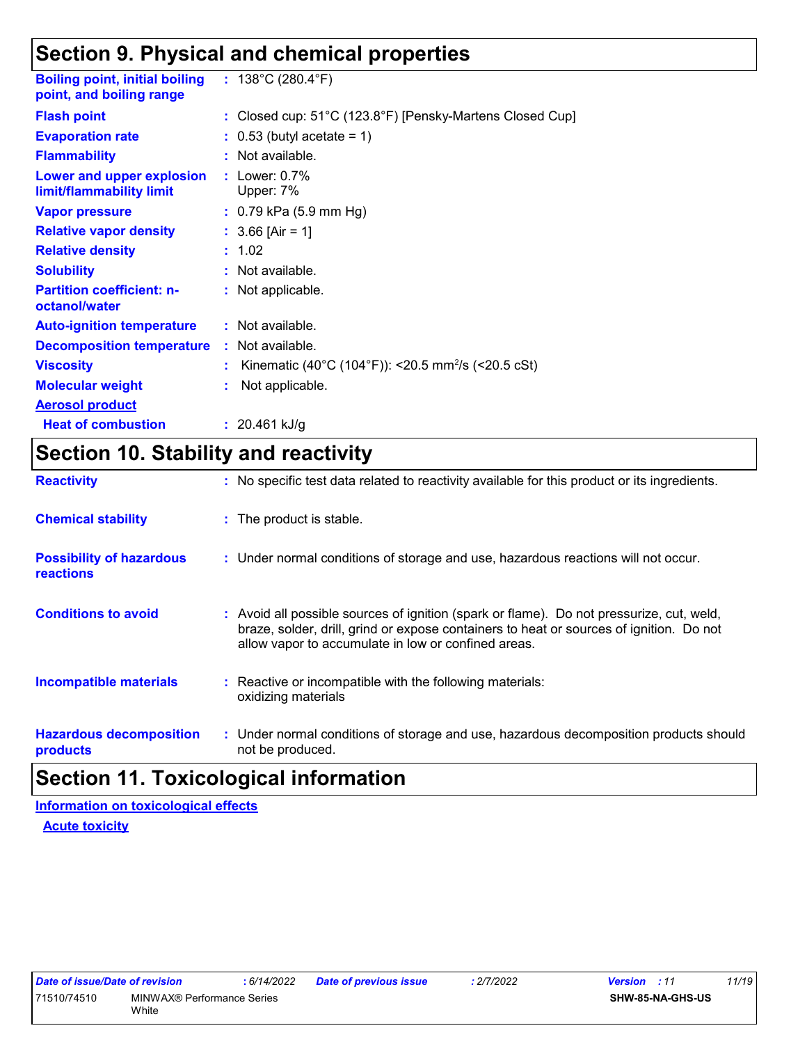## Section 9. Physical and chemical properties

| | |
|---|---|
| **Boiling point, initial boiling point, and boiling range** | : 138°C (280.4°F) |
| **Flash point** | : Closed cup: 51°C (123.8°F) [Pensky-Martens Closed Cup] |
| **Evaporation rate** | : 0.53 (butyl acetate = 1) |
| **Flammability** | : Not available. |
| **Lower and upper explosion limit/flammability limit** | : Lower: 0.7%<br>Upper: 7% |
| **Vapor pressure** | : 0.79 kPa (5.9 mm Hg) |
| **Relative vapor density** | : 3.66 [Air = 1] |
| **Relative density** | : 1.02 |
| **Solubility** | : Not available. |
| **Partition coefficient: n-octanol/water** | : Not applicable. |
| **Auto-ignition temperature** | : Not available. |
| **Decomposition temperature** | : Not available. |
| **Viscosity** | : Kinematic (40°C (104°F)): <20.5 $mm^2/s$ (<20.5 cSt) |
| **Molecular weight** | : Not applicable. |

**Aerosol product**

| | |
|---|---|
| **Heat of combustion** | : 20.461 kJ/g |

## Section 10. Stability and reactivity

| | |
|---|---|
| **Reactivity** | : No specific test data related to reactivity available for this product or its ingredients. |
| **Chemical stability** | : The product is stable. |
| **Possibility of hazardous reactions** | : Under normal conditions of storage and use, hazardous reactions will not occur. |
| **Conditions to avoid** | : Avoid all possible sources of ignition (spark or flame). Do not pressurize, cut, weld, braze, solder, drill, grind or expose containers to heat or sources of ignition. Do not allow vapor to accumulate in low or confined areas. |
| **Incompatible materials** | : Reactive or incompatible with the following materials:<br>oxidizing materials |
| **Hazardous decomposition products** | : Under normal conditions of storage and use, hazardous decomposition products should not be produced. |

## Section 11. Toxicological information

**Information on toxicological effects**

**Acute toxicity**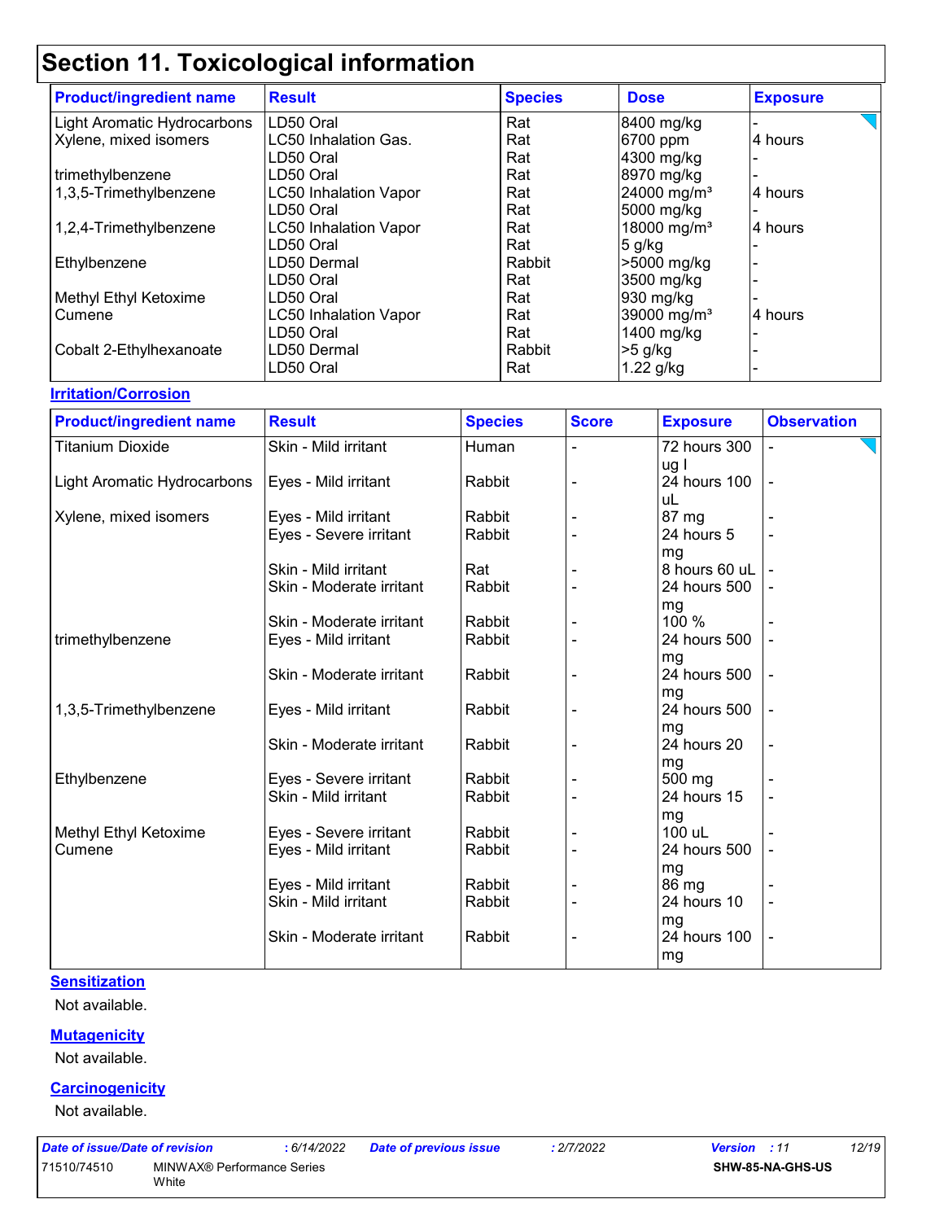# Section 11. Toxicological information

| Product/ingredient name | Result | Species | Dose | Exposure |
|---|---|---|---|---|
| Light Aromatic Hydrocarbons | LD50 Oral | Rat | 8400 mg/kg | - |
| Xylene, mixed isomers | LC50 Inhalation Gas. | Rat | 6700 ppm | 4 hours |
| | LD50 Oral | Rat | 4300 mg/kg | - |
| trimethylbenzene | LD50 Oral | Rat | 8970 mg/kg | - |
| 1,3,5-Trimethylbenzene | LC50 Inhalation Vapor | Rat | 24000 mg/m³ | 4 hours |
| | LD50 Oral | Rat | 5000 mg/kg | - |
| 1,2,4-Trimethylbenzene | LC50 Inhalation Vapor | Rat | 18000 mg/m³ | 4 hours |
| | LD50 Oral | Rat | 5 g/kg | - |
| Ethylbenzene | LD50 Dermal | Rabbit | >5000 mg/kg | - |
| | LD50 Oral | Rat | 3500 mg/kg | - |
| Methyl Ethyl Ketoxime | LD50 Oral | Rat | 930 mg/kg | - |
| Cumene | LC50 Inhalation Vapor | Rat | 39000 mg/m³ | 4 hours |
| | LD50 Oral | Rat | 1400 mg/kg | - |
| Cobalt 2-Ethylhexanoate | LD50 Dermal | Rabbit | >5 g/kg | - |
| | LD50 Oral | Rat | 1.22 g/kg | - |

**Irritation/Corrosion**

| Product/ingredient name | Result | Species | Score | Exposure | Observation |
|---|---|---|---|---|---|
| Titanium Dioxide | Skin - Mild irritant | Human | - | 72 hours 300 ug I | - |
| Light Aromatic Hydrocarbons | Eyes - Mild irritant | Rabbit | - | 24 hours 100 uL | - |
| Xylene, mixed isomers | Eyes - Mild irritant | Rabbit | - | 87 mg | - |
| | Eyes - Severe irritant | Rabbit | - | 24 hours 5 mg | - |
| | Skin - Mild irritant | Rat | - | 8 hours 60 uL | - |
| | Skin - Moderate irritant | Rabbit | - | 24 hours 500 mg | - |
| | Skin - Moderate irritant | Rabbit | - | 100 % | - |
| trimethylbenzene | Eyes - Mild irritant | Rabbit | - | 24 hours 500 mg | - |
| | Skin - Moderate irritant | Rabbit | - | 24 hours 500 mg | - |
| 1,3,5-Trimethylbenzene | Eyes - Mild irritant | Rabbit | - | 24 hours 500 mg | - |
| | Skin - Moderate irritant | Rabbit | - | 24 hours 20 mg | - |
| Ethylbenzene | Eyes - Severe irritant | Rabbit | - | 500 mg | - |
| | Skin - Mild irritant | Rabbit | - | 24 hours 15 mg | - |
| Methyl Ethyl Ketoxime | Eyes - Severe irritant | Rabbit | - | 100 uL | - |
| Cumene | Eyes - Mild irritant | Rabbit | - | 24 hours 500 mg | - |
| | Eyes - Mild irritant | Rabbit | - | 86 mg | - |
| | Skin - Mild irritant | Rabbit | - | 24 hours 10 mg | - |
| | Skin - Moderate irritant | Rabbit | - | 24 hours 100 mg | - |

**Sensitization**

Not available.

**Mutagenicity**

Not available.

**Carcinogenicity**

Not available.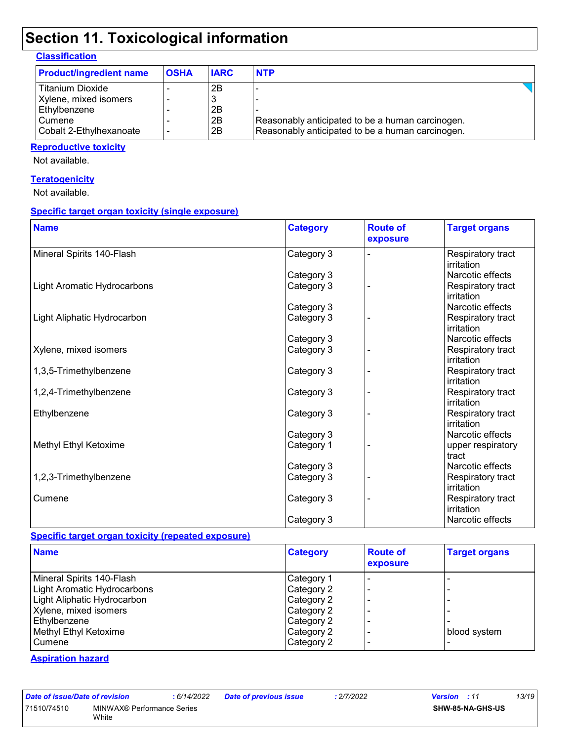# Section 11. Toxicological information

### Classification

| Product/ingredient name | OSHA | IARC | NTP |
|---|---|---|---|
| Titanium Dioxide | - | 2B | - |
| Xylene, mixed isomers | - | 3 | - |
| Ethylbenzene | - | 2B | - |
| Cumene | - | 2B | Reasonably anticipated to be a human carcinogen. |
| Cobalt 2-Ethylhexanoate | - | 2B | Reasonably anticipated to be a human carcinogen. |

### Reproductive toxicity

Not available.

### Teratogenicity

Not available.

### Specific target organ toxicity (single exposure)

| Name | Category | Route of exposure | Target organs |
|---|---|---|---|
| Mineral Spirits 140-Flash | Category 3 | - | Respiratory tract irritation |
| | Category 3 | | Narcotic effects |
| Light Aromatic Hydrocarbons | Category 3 | - | Respiratory tract irritation |
| | Category 3 | | Narcotic effects |
| Light Aliphatic Hydrocarbon | Category 3 | - | Respiratory tract irritation |
| | Category 3 | | Narcotic effects |
| Xylene, mixed isomers | Category 3 | - | Respiratory tract irritation |
| 1,3,5-Trimethylbenzene | Category 3 | - | Respiratory tract irritation |
| 1,2,4-Trimethylbenzene | Category 3 | - | Respiratory tract irritation |
| Ethylbenzene | Category 3 | - | Respiratory tract irritation |
| | Category 3 | | Narcotic effects |
| Methyl Ethyl Ketoxime | Category 1 | - | upper respiratory tract |
| | Category 3 | | Narcotic effects |
| 1,2,3-Trimethylbenzene | Category 3 | - | Respiratory tract irritation |
| Cumene | Category 3 | - | Respiratory tract irritation |
| | Category 3 | | Narcotic effects |

### Specific target organ toxicity (repeated exposure)

| Name | Category | Route of exposure | Target organs |
|---|---|---|---|
| Mineral Spirits 140-Flash | Category 1 | - | - |
| Light Aromatic Hydrocarbons | Category 2 | - | - |
| Light Aliphatic Hydrocarbon | Category 2 | - | - |
| Xylene, mixed isomers | Category 2 | - | - |
| Ethylbenzene | Category 2 | - | - |
| Methyl Ethyl Ketoxime | Category 2 | - | blood system |
| Cumene | Category 2 | - | - |

### Aspiration hazard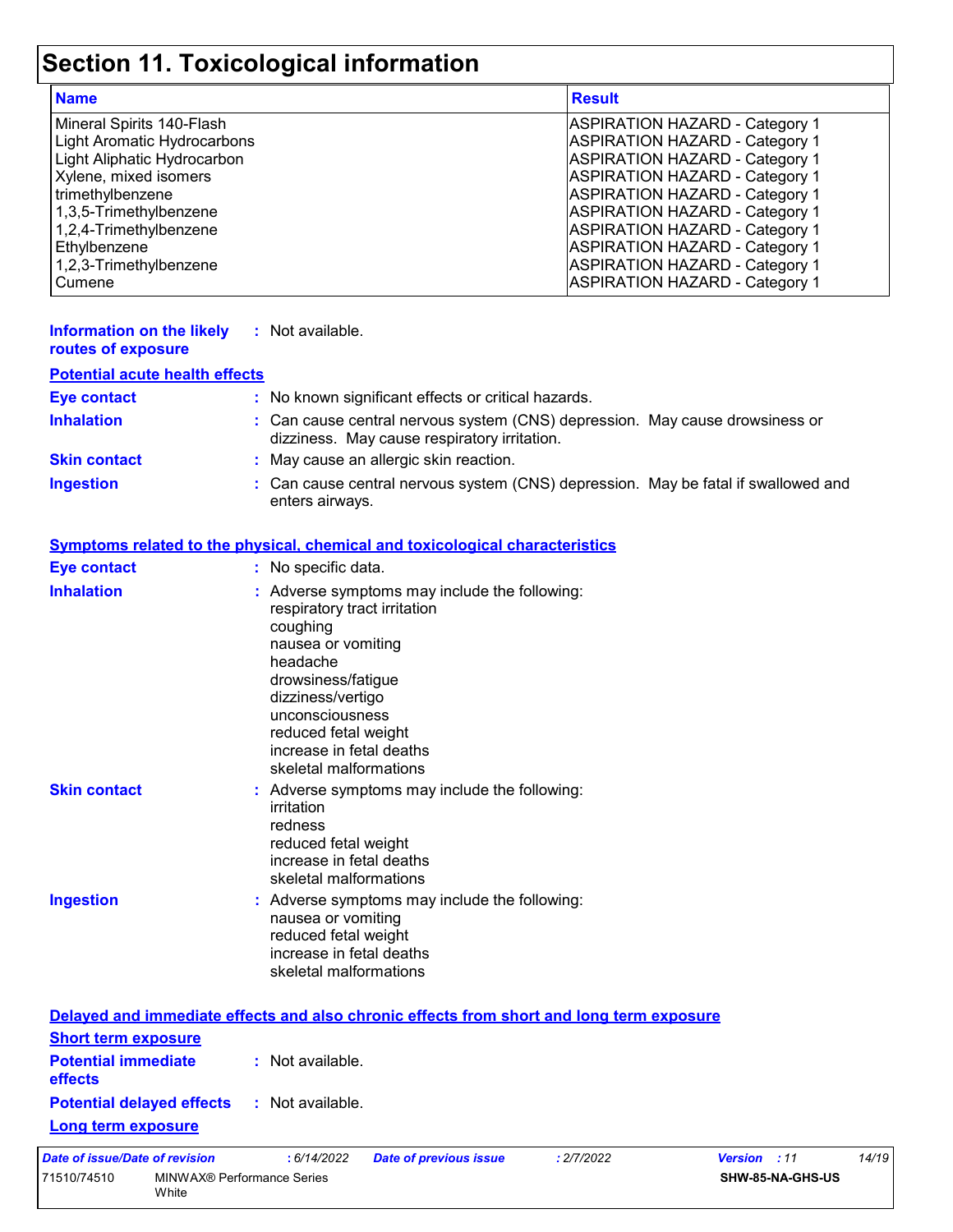# Section 11. Toxicological information

| Name | Result |
|---|---|
| Mineral Spirits 140-Flash | ASPIRATION HAZARD - Category 1 |
| Light Aromatic Hydrocarbons | ASPIRATION HAZARD - Category 1 |
| Light Aliphatic Hydrocarbon | ASPIRATION HAZARD - Category 1 |
| Xylene, mixed isomers | ASPIRATION HAZARD - Category 1 |
| trimethylbenzene | ASPIRATION HAZARD - Category 1 |
| 1,3,5-Trimethylbenzene | ASPIRATION HAZARD - Category 1 |
| 1,2,4-Trimethylbenzene | ASPIRATION HAZARD - Category 1 |
| Ethylbenzene | ASPIRATION HAZARD - Category 1 |
| 1,2,3-Trimethylbenzene | ASPIRATION HAZARD - Category 1 |
| Cumene | ASPIRATION HAZARD - Category 1 |

**Information on the likely routes of exposure** : Not available.

**Potential acute health effects**

**Eye contact** : No known significant effects or critical hazards.

**Inhalation** : Can cause central nervous system (CNS) depression. May cause drowsiness or dizziness. May cause respiratory irritation.

**Skin contact** : May cause an allergic skin reaction.

**Ingestion** : Can cause central nervous system (CNS) depression. May be fatal if swallowed and enters airways.

**Symptoms related to the physical, chemical and toxicological characteristics**

**Eye contact** : No specific data.

**Inhalation** : Adverse symptoms may include the following:
respiratory tract irritation
coughing
nausea or vomiting
headache
drowsiness/fatigue
dizziness/vertigo
unconsciousness
reduced fetal weight
increase in fetal deaths
skeletal malformations

**Skin contact** : Adverse symptoms may include the following:
irritation
redness
reduced fetal weight
increase in fetal deaths
skeletal malformations

**Ingestion** : Adverse symptoms may include the following:
nausea or vomiting
reduced fetal weight
increase in fetal deaths
skeletal malformations

**Delayed and immediate effects and also chronic effects from short and long term exposure**

**Short term exposure**

**Potential immediate effects** : Not available.

**Potential delayed effects** : Not available.

**Long term exposure**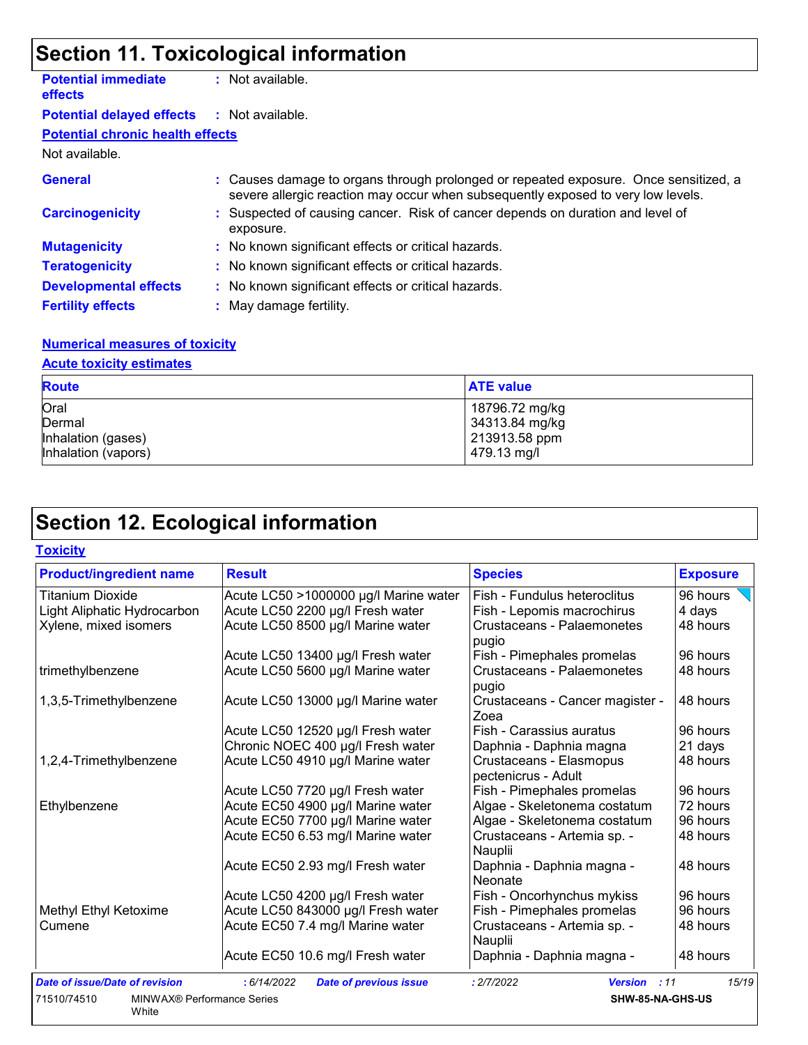# Section 11. Toxicological information

**Potential immediate effects** : Not available.

**Potential delayed effects** : Not available.

**Potential chronic health effects**

Not available.

**General** : Causes damage to organs through prolonged or repeated exposure. Once sensitized, a severe allergic reaction may occur when subsequently exposed to very low levels.

**Carcinogenicity** : Suspected of causing cancer. Risk of cancer depends on duration and level of exposure.

**Mutagenicity** : No known significant effects or critical hazards.

**Teratogenicity** : No known significant effects or critical hazards.

**Developmental effects** : No known significant effects or critical hazards.

**Fertility effects** : May damage fertility.

**Numerical measures of toxicity**

**Acute toxicity estimates**

| Route | ATE value |
|---|---|
| Oral | 18796.72 mg/kg |
| Dermal | 34313.84 mg/kg |
| Inhalation (gases) | 213913.58 ppm |
| Inhalation (vapors) | 479.13 mg/l |

# Section 12. Ecological information

**Toxicity**

| Product/ingredient name | Result | Species | Exposure |
|---|---|---|---|
| Titanium Dioxide | Acute LC50 >1000000 µg/l Marine water | Fish - Fundulus heteroclitus | 96 hours |
| Light Aliphatic Hydrocarbon | Acute LC50 2200 µg/l Fresh water | Fish - Lepomis macrochirus | 4 days |
| Xylene, mixed isomers | Acute LC50 8500 µg/l Marine water | Crustaceans - Palaemonetes pugio | 48 hours |
| | Acute LC50 13400 µg/l Fresh water | Fish - Pimephales promelas | 96 hours |
| trimethylbenzene | Acute LC50 5600 µg/l Marine water | Crustaceans - Palaemonetes pugio | 48 hours |
| 1,3,5-Trimethylbenzene | Acute LC50 13000 µg/l Marine water | Crustaceans - Cancer magister - Zoea | 48 hours |
| | Acute LC50 12520 µg/l Fresh water | Fish - Carassius auratus | 96 hours |
| | Chronic NOEC 400 µg/l Fresh water | Daphnia - Daphnia magna | 21 days |
| 1,2,4-Trimethylbenzene | Acute LC50 4910 µg/l Marine water | Crustaceans - Elasmopus pectenicrus - Adult | 48 hours |
| | Acute LC50 7720 µg/l Fresh water | Fish - Pimephales promelas | 96 hours |
| Ethylbenzene | Acute EC50 4900 µg/l Marine water | Algae - Skeletonema costatum | 72 hours |
| | Acute EC50 7700 µg/l Marine water | Algae - Skeletonema costatum | 96 hours |
| | Acute EC50 6.53 mg/l Marine water | Crustaceans - Artemia sp. - Nauplii | 48 hours |
| | Acute EC50 2.93 mg/l Fresh water | Daphnia - Daphnia magna - Neonate | 48 hours |
| | Acute LC50 4200 µg/l Fresh water | Fish - Oncorhynchus mykiss | 96 hours |
| Methyl Ethyl Ketoxime | Acute LC50 843000 µg/l Fresh water | Fish - Pimephales promelas | 96 hours |
| Cumene | Acute EC50 7.4 mg/l Marine water | Crustaceans - Artemia sp. - Nauplii | 48 hours |
| | Acute EC50 10.6 mg/l Fresh water | Daphnia - Daphnia magna - | 48 hours |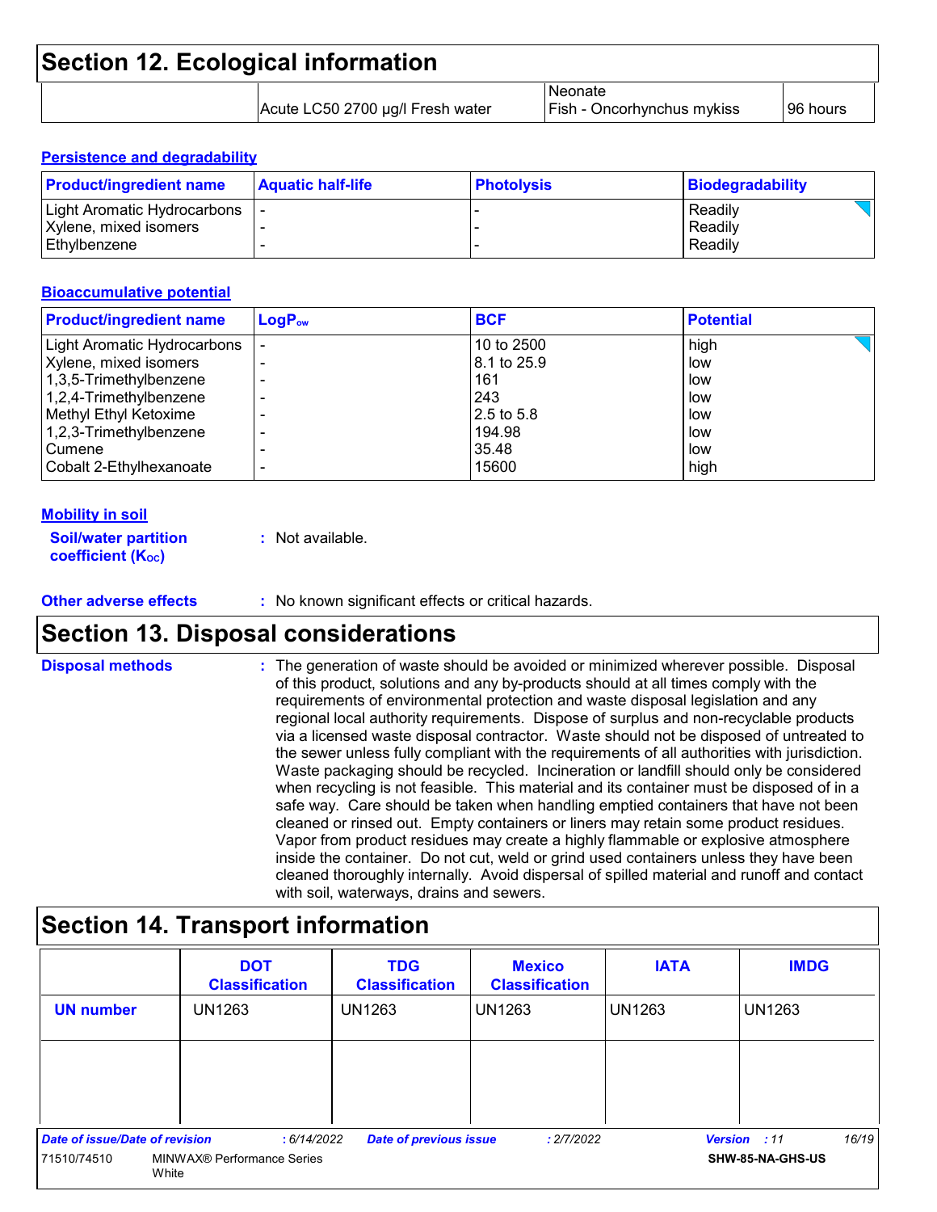# Section 12. Ecological information

| | | | |
|---|---|---|---|
| | Acute LC50 2700 µg/l Fresh water | Neonate<br>Fish - Oncorhynchus mykiss | 96 hours |

### Persistence and degradability

| Product/ingredient name | Aquatic half-life | Photolysis | Biodegradability |
|---|---|---|---|
| Light Aromatic Hydrocarbons | - | - | Readily |
| Xylene, mixed isomers | - | - | Readily |
| Ethylbenzene | - | - | Readily |

### Bioaccumulative potential

| Product/ingredient name | $LogP_{ow}$ | BCF | Potential |
|---|---|---|---|
| Light Aromatic Hydrocarbons | - | 10 to 2500 | high |
| Xylene, mixed isomers | - | 8.1 to 25.9 | low |
| 1,3,5-Trimethylbenzene | - | 161 | low |
| 1,2,4-Trimethylbenzene | - | 243 | low |
| Methyl Ethyl Ketoxime | - | 2.5 to 5.8 | low |
| 1,2,3-Trimethylbenzene | - | 194.98 | low |
| Cumene | - | 35.48 | low |
| Cobalt 2-Ethylhexanoate | - | 15600 | high |

### Mobility in soil

**Soil/water partition coefficient ($K_{OC}$)** : Not available.

**Other adverse effects** : No known significant effects or critical hazards.

# Section 13. Disposal considerations

**Disposal methods** : The generation of waste should be avoided or minimized wherever possible. Disposal of this product, solutions and any by-products should at all times comply with the requirements of environmental protection and waste disposal legislation and any regional local authority requirements. Dispose of surplus and non-recyclable products via a licensed waste disposal contractor. Waste should not be disposed of untreated to the sewer unless fully compliant with the requirements of all authorities with jurisdiction. Waste packaging should be recycled. Incineration or landfill should only be considered when recycling is not feasible. This material and its container must be disposed of in a safe way. Care should be taken when handling emptied containers that have not been cleaned or rinsed out. Empty containers or liners may retain some product residues. Vapor from product residues may create a highly flammable or explosive atmosphere inside the container. Do not cut, weld or grind used containers unless they have been cleaned thoroughly internally. Avoid dispersal of spilled material and runoff and contact with soil, waterways, drains and sewers.

# Section 14. Transport information

| | DOT Classification | TDG Classification | Mexico Classification | IATA | IMDG |
|---|---|---|---|---|---|
| UN number | UN1263 | UN1263 | UN1263 | UN1263 | UN1263 |
| | | | | | |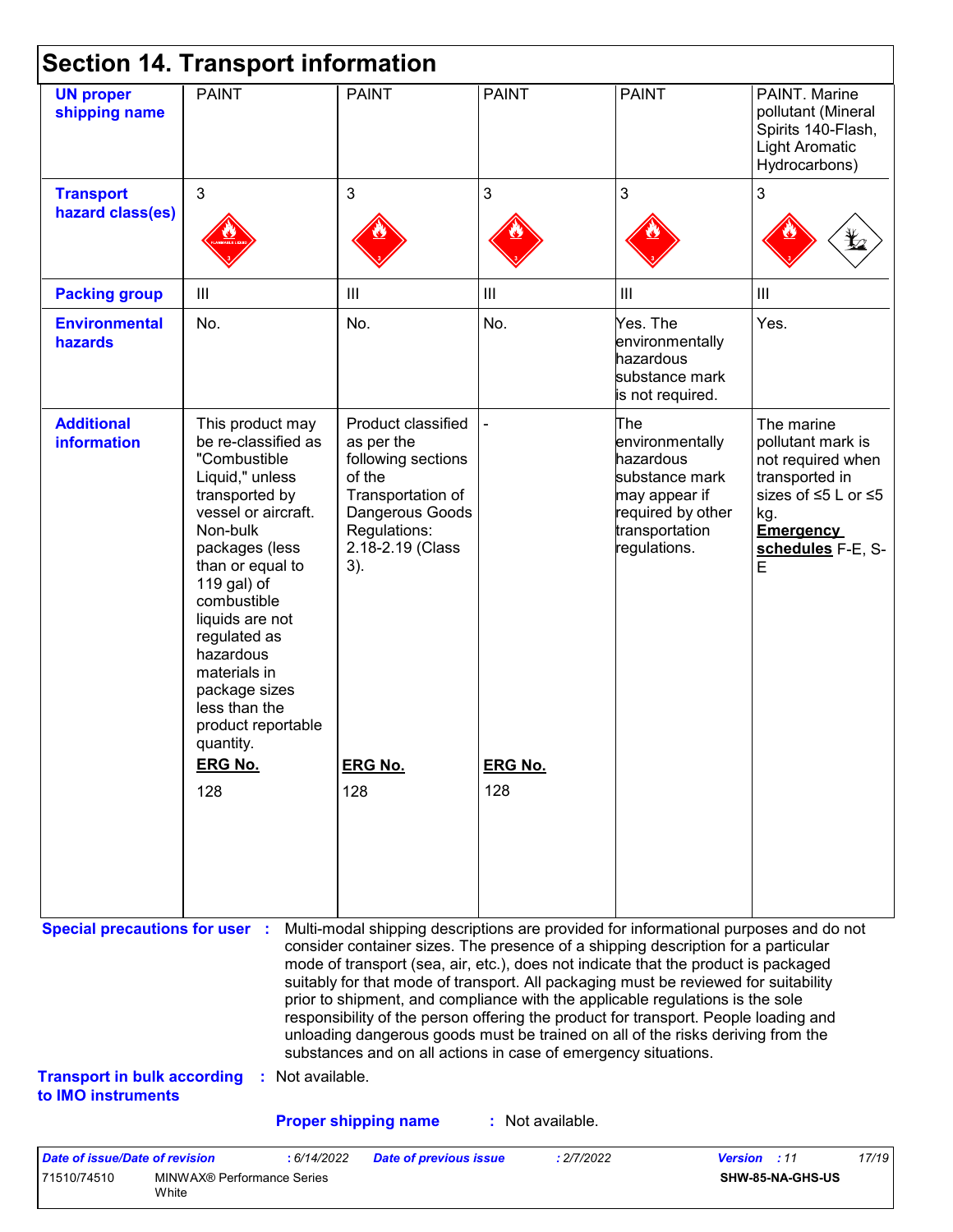# Section 14. Transport information

| | | | | | |
|---|---|---|---|---|---|
| **UN proper shipping name** | PAINT | PAINT | PAINT | PAINT | PAINT. Marine pollutant (Mineral Spirits 140-Flash, Light Aromatic Hydrocarbons) |
| **Transport hazard class(es)** | 3 | 3 | 3 | 3 | 3 |
| **Packing group** | III | III | III | III | III |
| **Environmental hazards** | No. | No. | No. | Yes. The environmentally hazardous substance mark is not required. | Yes. |
| **Additional information** | This product may be re-classified as "Combustible Liquid," unless transported by vessel or aircraft. Non-bulk packages (less than or equal to 119 gal) of combustible liquids are not regulated as hazardous materials in package sizes less than the product reportable quantity. **ERG No.** 128 | Product classified as per the following sections of the Transportation of Dangerous Goods Regulations: 2.18-2.19 (Class 3). **ERG No.** 128 | - **ERG No.** 128 | The environmentally hazardous substance mark may appear if required by other transportation regulations. | The marine pollutant mark is not required when transported in sizes of ≤5 L or ≤5 kg. **Emergency schedules** F-E, S-E |

**Special precautions for user** : Multi-modal shipping descriptions are provided for informational purposes and do not consider container sizes. The presence of a shipping description for a particular mode of transport (sea, air, etc.), does not indicate that the product is packaged suitably for that mode of transport. All packaging must be reviewed for suitability prior to shipment, and compliance with the applicable regulations is the sole responsibility of the person offering the product for transport. People loading and unloading dangerous goods must be trained on all of the risks deriving from the substances and on all actions in case of emergency situations.

**Transport in bulk according to IMO instruments** : Not available.

**Proper shipping name** : Not available.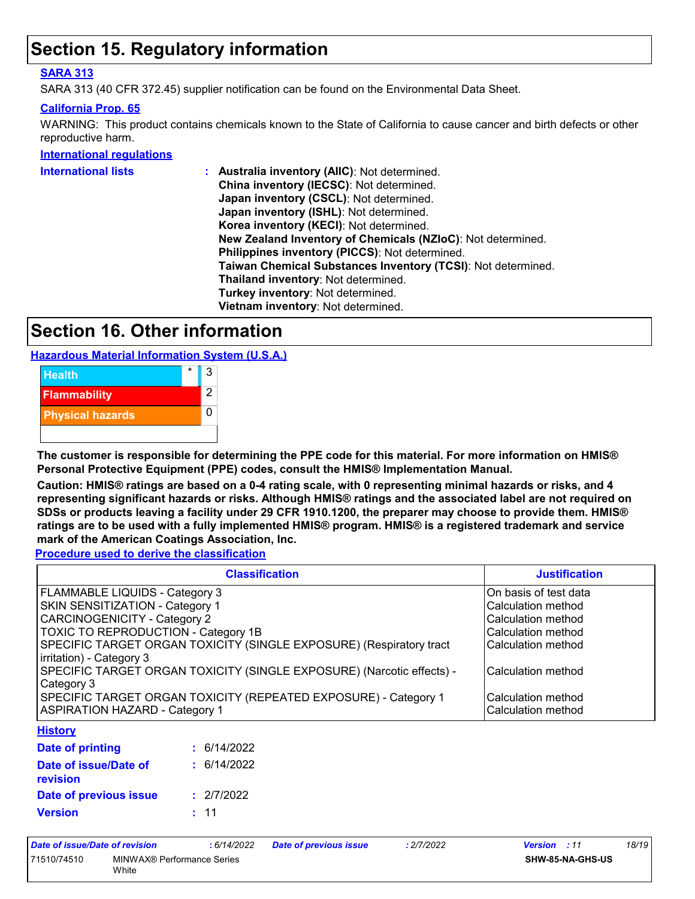# Section 15. Regulatory information

### SARA 313

SARA 313 (40 CFR 372.45) supplier notification can be found on the Environmental Data Sheet.

### California Prop. 65

WARNING: This product contains chemicals known to the State of California to cause cancer and birth defects or other reproductive harm.

### International regulations

**International lists** : **Australia inventory (AIIC)**: Not determined.
**China inventory (IECSC)**: Not determined.
**Japan inventory (CSCL)**: Not determined.
**Japan inventory (ISHL)**: Not determined.
**Korea inventory (KECI)**: Not determined.
**New Zealand Inventory of Chemicals (NZIoC)**: Not determined.
**Philippines inventory (PICCS)**: Not determined.
**Taiwan Chemical Substances Inventory (TCSI)**: Not determined.
**Thailand inventory**: Not determined.
**Turkey inventory**: Not determined.
**Vietnam inventory**: Not determined.

# Section 16. Other information

### Hazardous Material Information System (U.S.A.)

| | | |
|---|---|---|
| Health | * | 3 |
| Flammability | | 2 |
| Physical hazards | | 0 |
| | | |

**The customer is responsible for determining the PPE code for this material. For more information on HMIS® Personal Protective Equipment (PPE) codes, consult the HMIS® Implementation Manual.**

**Caution: HMIS® ratings are based on a 0-4 rating scale, with 0 representing minimal hazards or risks, and 4 representing significant hazards or risks. Although HMIS® ratings and the associated label are not required on SDSs or products leaving a facility under 29 CFR 1910.1200, the preparer may choose to provide them. HMIS® ratings are to be used with a fully implemented HMIS® program. HMIS® is a registered trademark and service mark of the American Coatings Association, Inc.**

### Procedure used to derive the classification

| Classification | Justification |
|---|---|
| FLAMMABLE LIQUIDS - Category 3 | On basis of test data |
| SKIN SENSITIZATION - Category 1 | Calculation method |
| CARCINOGENICITY - Category 2 | Calculation method |
| TOXIC TO REPRODUCTION - Category 1B | Calculation method |
| SPECIFIC TARGET ORGAN TOXICITY (SINGLE EXPOSURE) (Respiratory tract irritation) - Category 3 | Calculation method |
| SPECIFIC TARGET ORGAN TOXICITY (SINGLE EXPOSURE) (Narcotic effects) - Category 3 | Calculation method |
| SPECIFIC TARGET ORGAN TOXICITY (REPEATED EXPOSURE) - Category 1 | Calculation method |
| ASPIRATION HAZARD - Category 1 | Calculation method |

### History

**Date of printing** : 6/14/2022

**Date of issue/Date of revision** : 6/14/2022

**Date of previous issue** : 2/7/2022

**Version** : 11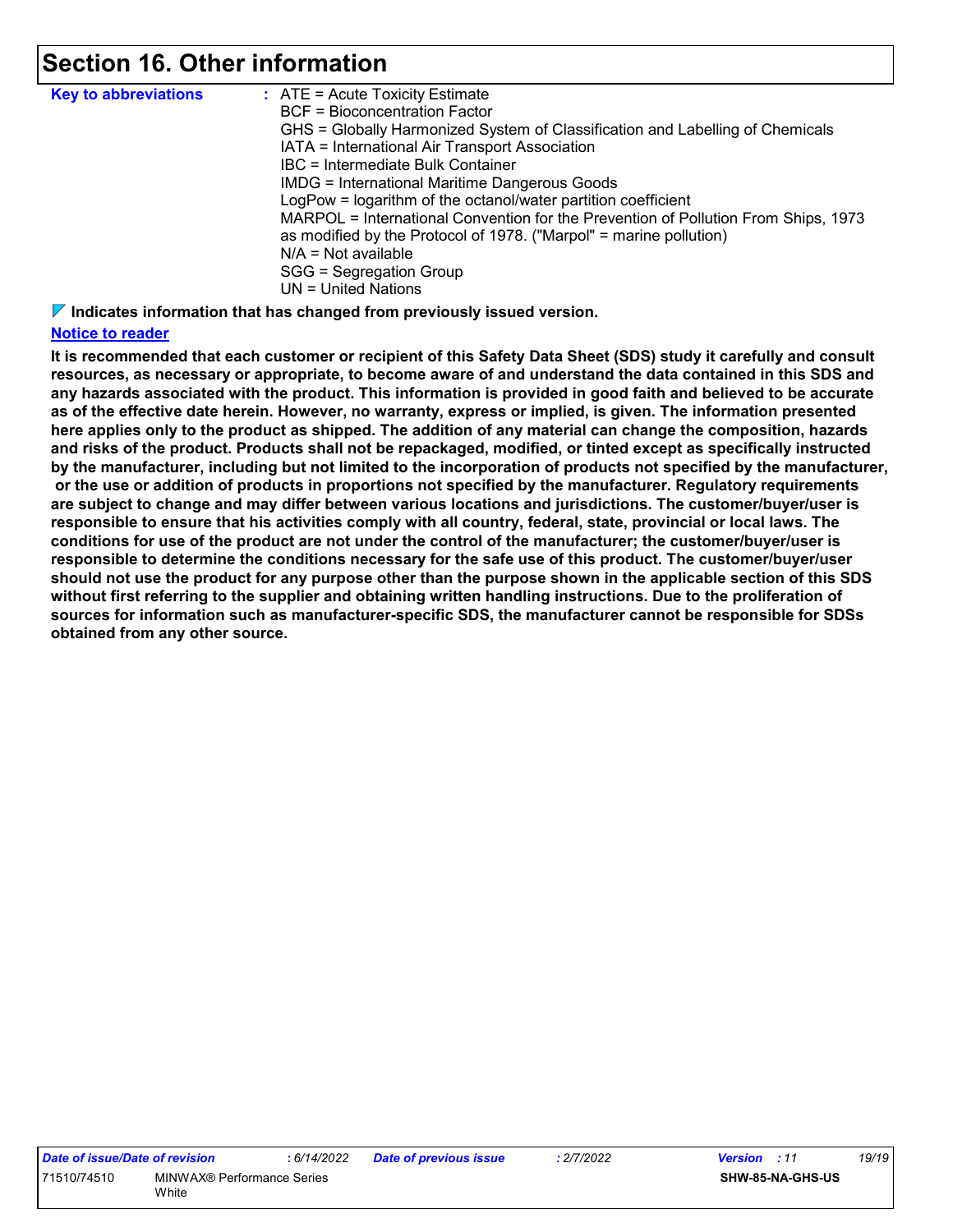## Section 16. Other information

**Key to abbreviations** : ATE = Acute Toxicity Estimate
BCF = Bioconcentration Factor
GHS = Globally Harmonized System of Classification and Labelling of Chemicals
IATA = International Air Transport Association
IBC = Intermediate Bulk Container
IMDG = International Maritime Dangerous Goods
LogPow = logarithm of the octanol/water partition coefficient
MARPOL = International Convention for the Prevention of Pollution From Ships, 1973 as modified by the Protocol of 1978. ("Marpol" = marine pollution)
N/A = Not available
SGG = Segregation Group
UN = United Nations

**Indicates information that has changed from previously issued version.**

**Notice to reader**

**It is recommended that each customer or recipient of this Safety Data Sheet (SDS) study it carefully and consult resources, as necessary or appropriate, to become aware of and understand the data contained in this SDS and any hazards associated with the product. This information is provided in good faith and believed to be accurate as of the effective date herein. However, no warranty, express or implied, is given. The information presented here applies only to the product as shipped. The addition of any material can change the composition, hazards and risks of the product. Products shall not be repackaged, modified, or tinted except as specifically instructed by the manufacturer, including but not limited to the incorporation of products not specified by the manufacturer, or the use or addition of products in proportions not specified by the manufacturer. Regulatory requirements are subject to change and may differ between various locations and jurisdictions. The customer/buyer/user is responsible to ensure that his activities comply with all country, federal, state, provincial or local laws. The conditions for use of the product are not under the control of the manufacturer; the customer/buyer/user is responsible to determine the conditions necessary for the safe use of this product. The customer/buyer/user should not use the product for any purpose other than the purpose shown in the applicable section of this SDS without first referring to the supplier and obtaining written handling instructions. Due to the proliferation of sources for information such as manufacturer-specific SDS, the manufacturer cannot be responsible for SDSs obtained from any other source.**